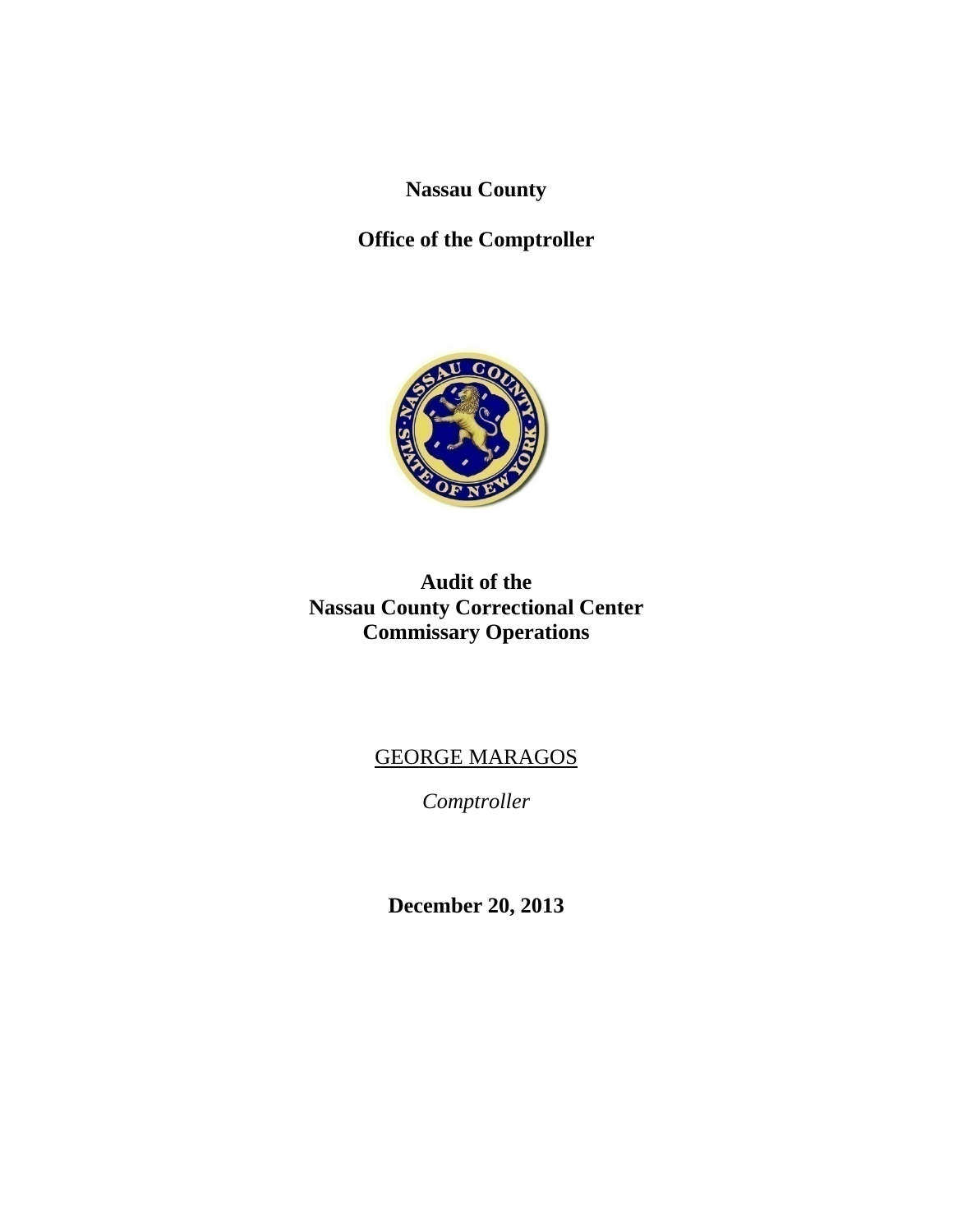**Nassau County**

**Office of the Comptroller**

# Audit of the Nassau County Correctional Center Commissary Operations

GEORGE MARAGOS

*Comptroller*

**December 20, 2013**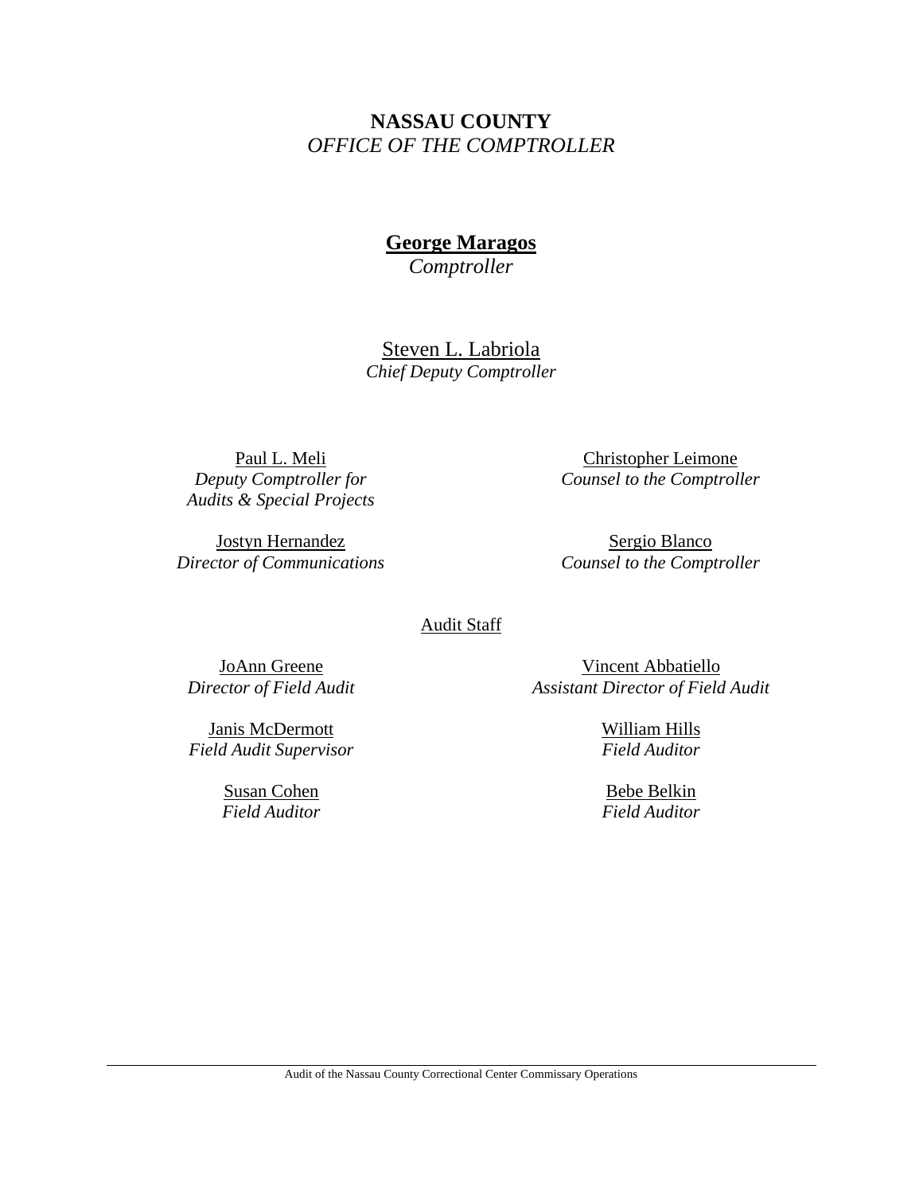**NASSAU COUNTY**
*OFFICE OF THE COMPTROLLER*

**George Maragos**
*Comptroller*

Steven L. Labriola
*Chief Deputy Comptroller*

Paul L. Meli
*Deputy Comptroller for Audits & Special Projects*

Christopher Leimone
*Counsel to the Comptroller*

Jostyn Hernandez
*Director of Communications*

Sergio Blanco
*Counsel to the Comptroller*

Audit Staff

JoAnn Greene
*Director of Field Audit*

Vincent Abbatiello
*Assistant Director of Field Audit*

Janis McDermott
*Field Audit Supervisor*

William Hills
*Field Auditor*

Susan Cohen
*Field Auditor*

Bebe Belkin
*Field Auditor*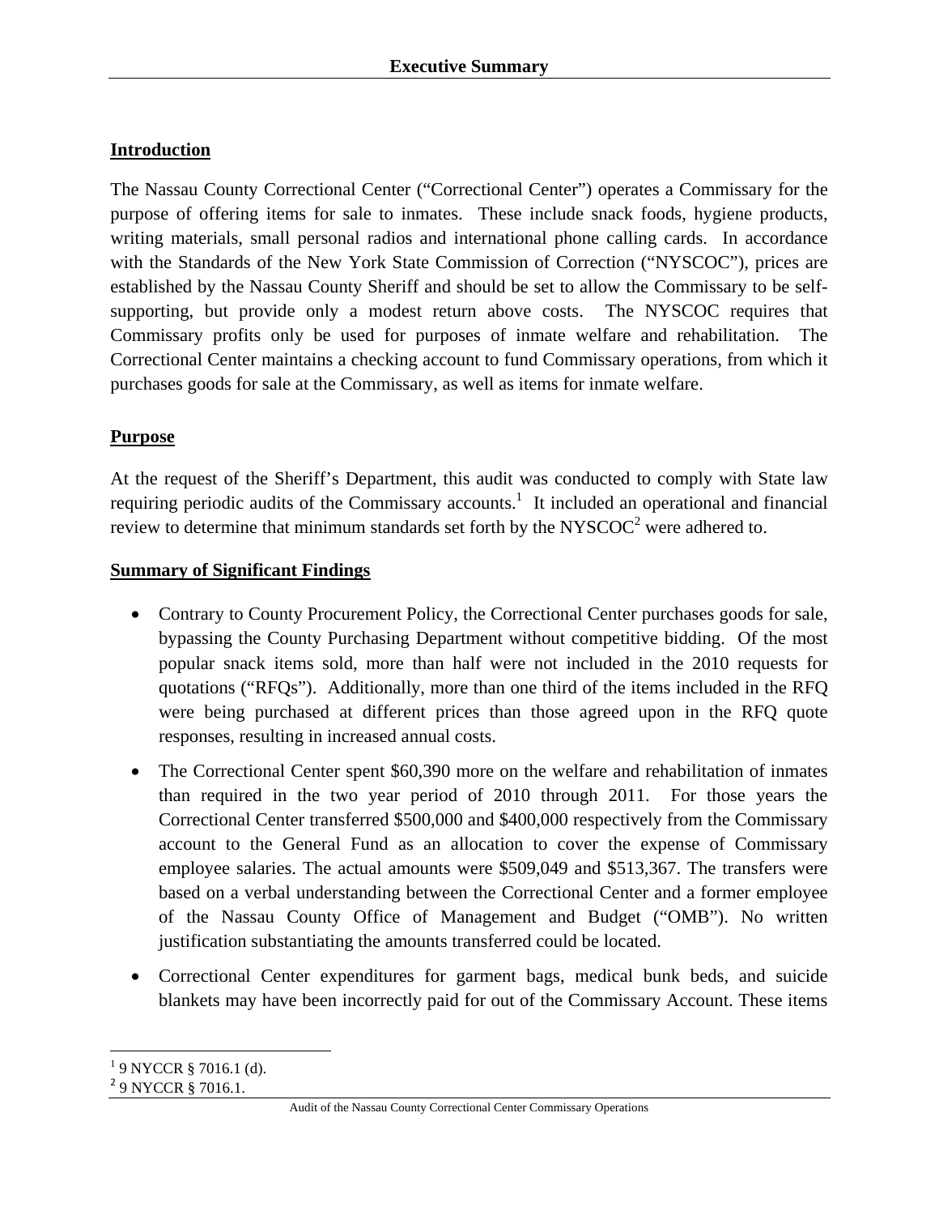# Executive Summary

## Introduction

The Nassau County Correctional Center ("Correctional Center") operates a Commissary for the purpose of offering items for sale to inmates. These include snack foods, hygiene products, writing materials, small personal radios and international phone calling cards. In accordance with the Standards of the New York State Commission of Correction ("NYSCOC"), prices are established by the Nassau County Sheriff and should be set to allow the Commissary to be self-supporting, but provide only a modest return above costs. The NYSCOC requires that Commissary profits only be used for purposes of inmate welfare and rehabilitation. The Correctional Center maintains a checking account to fund Commissary operations, from which it purchases goods for sale at the Commissary, as well as items for inmate welfare.

## Purpose

At the request of the Sheriff's Department, this audit was conducted to comply with State law requiring periodic audits of the Commissary accounts.[1] It included an operational and financial review to determine that minimum standards set forth by the NYSCOC[2] were adhered to.

## Summary of Significant Findings

- Contrary to County Procurement Policy, the Correctional Center purchases goods for sale, bypassing the County Purchasing Department without competitive bidding. Of the most popular snack items sold, more than half were not included in the 2010 requests for quotations ("RFQs"). Additionally, more than one third of the items included in the RFQ were being purchased at different prices than those agreed upon in the RFQ quote responses, resulting in increased annual costs.
- The Correctional Center spent $60,390 more on the welfare and rehabilitation of inmates than required in the two year period of 2010 through 2011. For those years the Correctional Center transferred $500,000 and $400,000 respectively from the Commissary account to the General Fund as an allocation to cover the expense of Commissary employee salaries. The actual amounts were $509,049 and $513,367. The transfers were based on a verbal understanding between the Correctional Center and a former employee of the Nassau County Office of Management and Budget ("OMB"). No written justification substantiating the amounts transferred could be located.
- Correctional Center expenditures for garment bags, medical bunk beds, and suicide blankets may have been incorrectly paid for out of the Commissary Account. These items

[1] 9 NYCCR § 7016.1 (d).

[2] 9 NYCCR § 7016.1.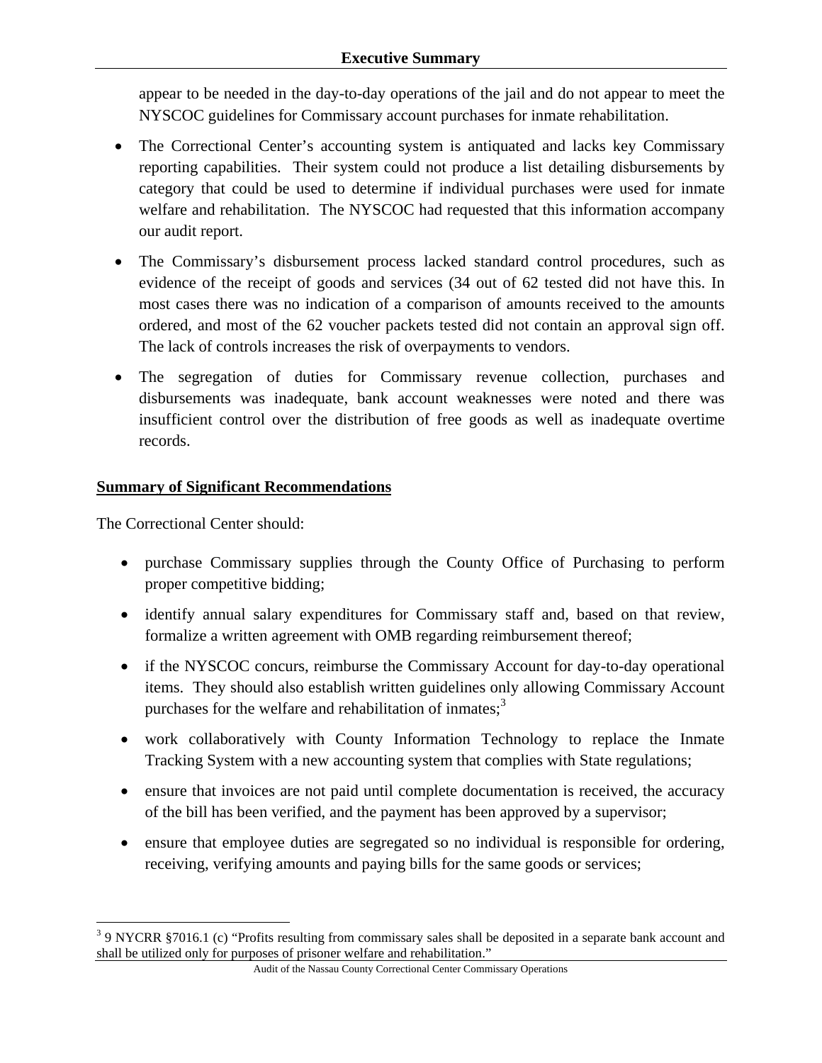appear to be needed in the day-to-day operations of the jail and do not appear to meet the NYSCOC guidelines for Commissary account purchases for inmate rehabilitation.

- The Correctional Center's accounting system is antiquated and lacks key Commissary reporting capabilities. Their system could not produce a list detailing disbursements by category that could be used to determine if individual purchases were used for inmate welfare and rehabilitation. The NYSCOC had requested that this information accompany our audit report.
- The Commissary's disbursement process lacked standard control procedures, such as evidence of the receipt of goods and services (34 out of 62 tested did not have this. In most cases there was no indication of a comparison of amounts received to the amounts ordered, and most of the 62 voucher packets tested did not contain an approval sign off. The lack of controls increases the risk of overpayments to vendors.
- The segregation of duties for Commissary revenue collection, purchases and disbursements was inadequate, bank account weaknesses were noted and there was insufficient control over the distribution of free goods as well as inadequate overtime records.

## Summary of Significant Recommendations

The Correctional Center should:

- purchase Commissary supplies through the County Office of Purchasing to perform proper competitive bidding;
- identify annual salary expenditures for Commissary staff and, based on that review, formalize a written agreement with OMB regarding reimbursement thereof;
- if the NYSCOC concurs, reimburse the Commissary Account for day-to-day operational items. They should also establish written guidelines only allowing Commissary Account purchases for the welfare and rehabilitation of inmates;[3]
- work collaboratively with County Information Technology to replace the Inmate Tracking System with a new accounting system that complies with State regulations;
- ensure that invoices are not paid until complete documentation is received, the accuracy of the bill has been verified, and the payment has been approved by a supervisor;
- ensure that employee duties are segregated so no individual is responsible for ordering, receiving, verifying amounts and paying bills for the same goods or services;

---

[3] 9 NYCRR §7016.1 (c) "Profits resulting from commissary sales shall be deposited in a separate bank account and shall be utilized only for purposes of prisoner welfare and rehabilitation."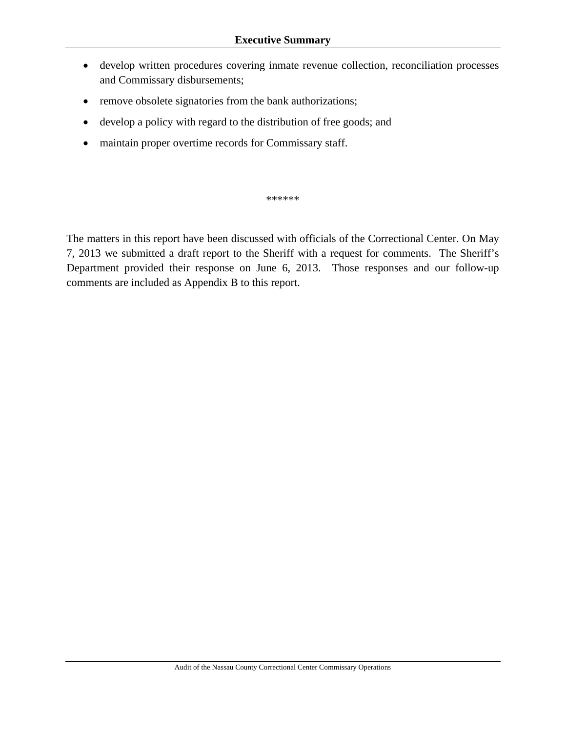- develop written procedures covering inmate revenue collection, reconciliation processes and Commissary disbursements;
- remove obsolete signatories from the bank authorizations;
- develop a policy with regard to the distribution of free goods; and
- maintain proper overtime records for Commissary staff.

******

The matters in this report have been discussed with officials of the Correctional Center. On May 7, 2013 we submitted a draft report to the Sheriff with a request for comments. The Sheriff's Department provided their response on June 6, 2013. Those responses and our follow-up comments are included as Appendix B to this report.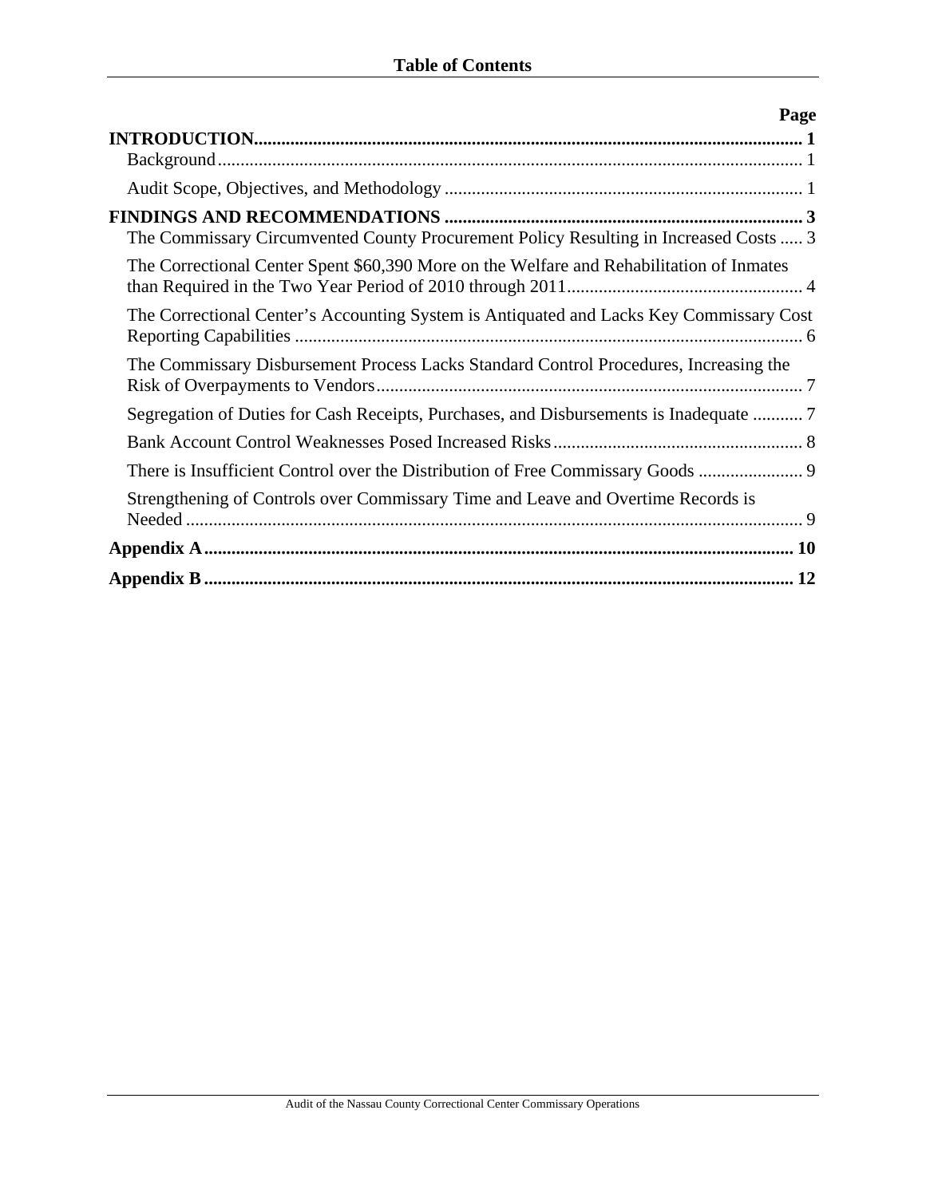## Table of Contents

| | Page |
|---|---|
| **INTRODUCTION** | **1** |
| Background | 1 |
| Audit Scope, Objectives, and Methodology | 1 |
| **FINDINGS AND RECOMMENDATIONS** | **3** |
| The Commissary Circumvented County Procurement Policy Resulting in Increased Costs | 3 |
| The Correctional Center Spent $60,390 More on the Welfare and Rehabilitation of Inmates than Required in the Two Year Period of 2010 through 2011 | 4 |
| The Correctional Center's Accounting System is Antiquated and Lacks Key Commissary Cost Reporting Capabilities | 6 |
| The Commissary Disbursement Process Lacks Standard Control Procedures, Increasing the Risk of Overpayments to Vendors | 7 |
| Segregation of Duties for Cash Receipts, Purchases, and Disbursements is Inadequate | 7 |
| Bank Account Control Weaknesses Posed Increased Risks | 8 |
| There is Insufficient Control over the Distribution of Free Commissary Goods | 9 |
| Strengthening of Controls over Commissary Time and Leave and Overtime Records is Needed | 9 |
| **Appendix A** | **10** |
| **Appendix B** | **12** |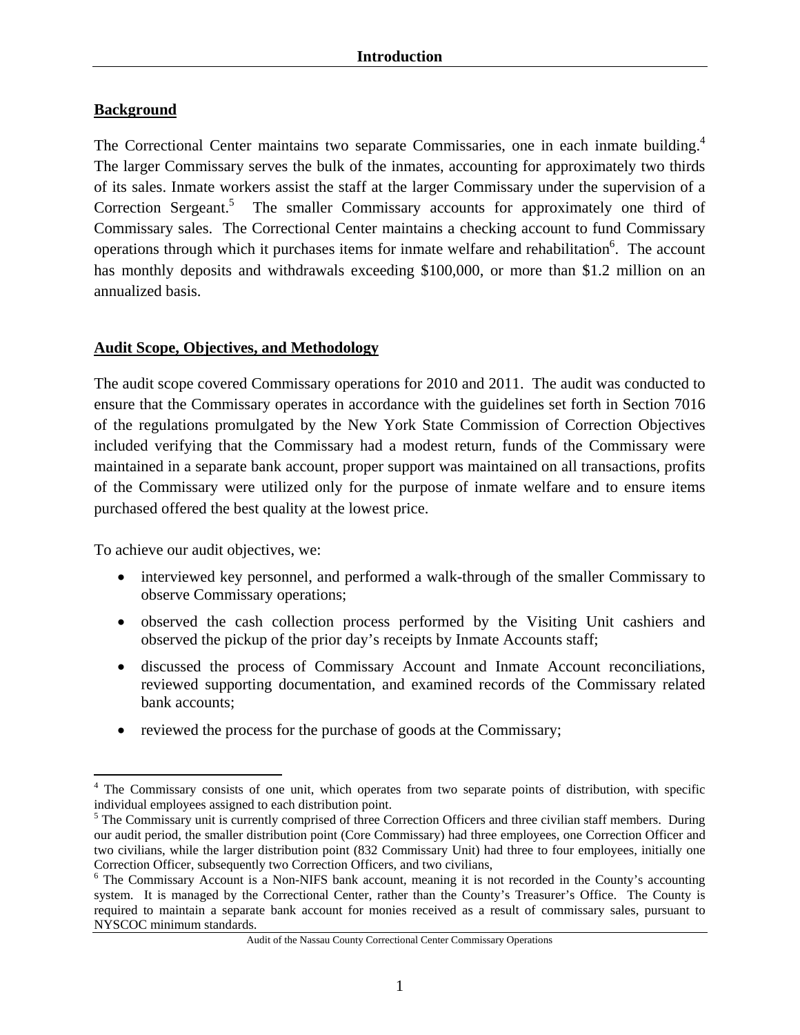## Introduction

### Background

The Correctional Center maintains two separate Commissaries, one in each inmate building.[4] The larger Commissary serves the bulk of the inmates, accounting for approximately two thirds of its sales. Inmate workers assist the staff at the larger Commissary under the supervision of a Correction Sergeant.[5] The smaller Commissary accounts for approximately one third of Commissary sales. The Correctional Center maintains a checking account to fund Commissary operations through which it purchases items for inmate welfare and rehabilitation[6]. The account has monthly deposits and withdrawals exceeding $100,000, or more than $1.2 million on an annualized basis.

### Audit Scope, Objectives, and Methodology

The audit scope covered Commissary operations for 2010 and 2011. The audit was conducted to ensure that the Commissary operates in accordance with the guidelines set forth in Section 7016 of the regulations promulgated by the New York State Commission of Correction Objectives included verifying that the Commissary had a modest return, funds of the Commissary were maintained in a separate bank account, proper support was maintained on all transactions, profits of the Commissary were utilized only for the purpose of inmate welfare and to ensure items purchased offered the best quality at the lowest price.

To achieve our audit objectives, we:

- interviewed key personnel, and performed a walk-through of the smaller Commissary to observe Commissary operations;
- observed the cash collection process performed by the Visiting Unit cashiers and observed the pickup of the prior day's receipts by Inmate Accounts staff;
- discussed the process of Commissary Account and Inmate Account reconciliations, reviewed supporting documentation, and examined records of the Commissary related bank accounts;
- reviewed the process for the purchase of goods at the Commissary;

---

[4] The Commissary consists of one unit, which operates from two separate points of distribution, with specific individual employees assigned to each distribution point.

[5] The Commissary unit is currently comprised of three Correction Officers and three civilian staff members. During our audit period, the smaller distribution point (Core Commissary) had three employees, one Correction Officer and two civilians, while the larger distribution point (832 Commissary Unit) had three to four employees, initially one Correction Officer, subsequently two Correction Officers, and two civilians,

[6] The Commissary Account is a Non-NIFS bank account, meaning it is not recorded in the County's accounting system. It is managed by the Correctional Center, rather than the County's Treasurer's Office. The County is required to maintain a separate bank account for monies received as a result of commissary sales, pursuant to NYSCOC minimum standards.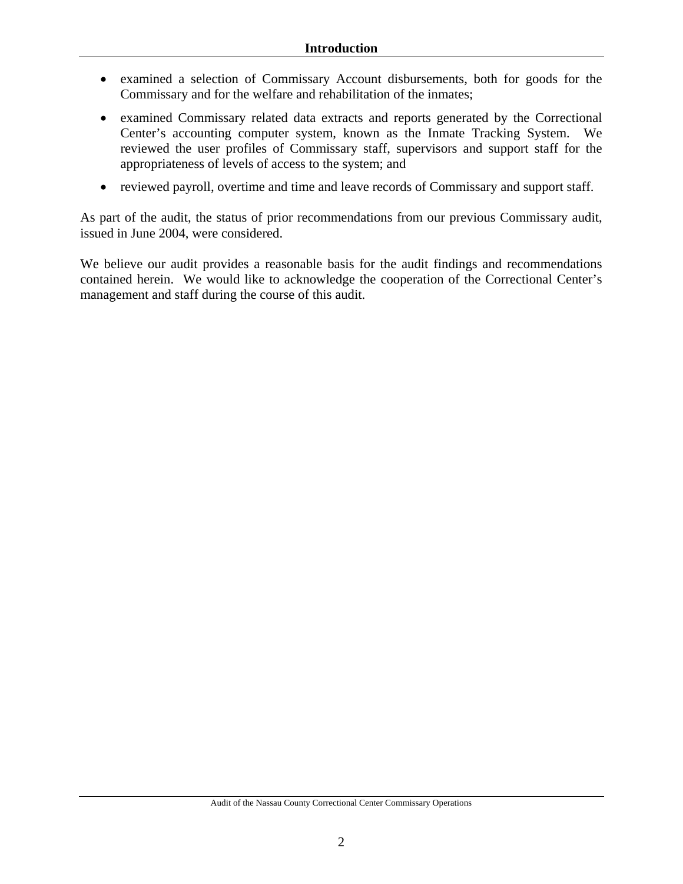- examined a selection of Commissary Account disbursements, both for goods for the Commissary and for the welfare and rehabilitation of the inmates;
- examined Commissary related data extracts and reports generated by the Correctional Center's accounting computer system, known as the Inmate Tracking System. We reviewed the user profiles of Commissary staff, supervisors and support staff for the appropriateness of levels of access to the system; and
- reviewed payroll, overtime and time and leave records of Commissary and support staff.

As part of the audit, the status of prior recommendations from our previous Commissary audit, issued in June 2004, were considered.

We believe our audit provides a reasonable basis for the audit findings and recommendations contained herein. We would like to acknowledge the cooperation of the Correctional Center's management and staff during the course of this audit.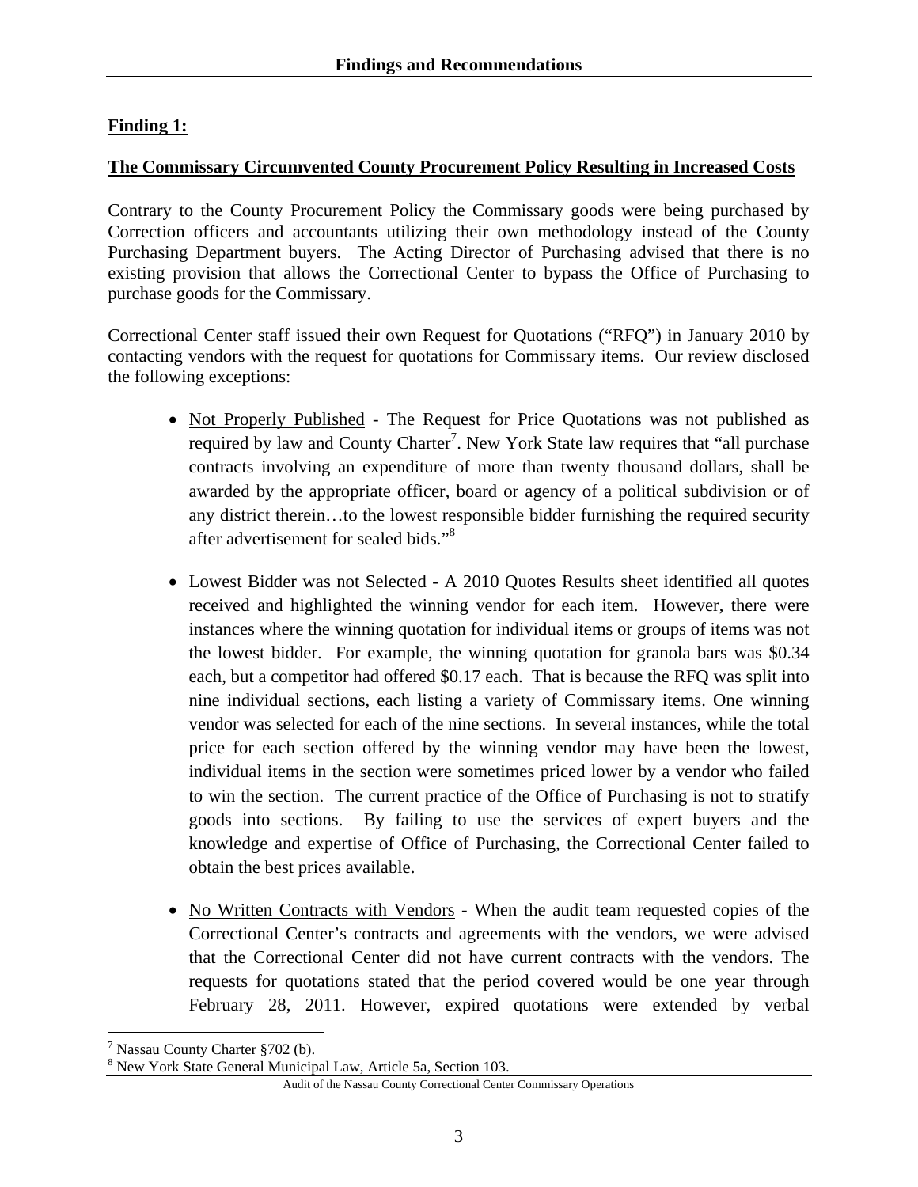## Findings and Recommendations

**Finding 1:**

**The Commissary Circumvented County Procurement Policy Resulting in Increased Costs**

Contrary to the County Procurement Policy the Commissary goods were being purchased by Correction officers and accountants utilizing their own methodology instead of the County Purchasing Department buyers. The Acting Director of Purchasing advised that there is no existing provision that allows the Correctional Center to bypass the Office of Purchasing to purchase goods for the Commissary.

Correctional Center staff issued their own Request for Quotations ("RFQ") in January 2010 by contacting vendors with the request for quotations for Commissary items. Our review disclosed the following exceptions:

- Not Properly Published - The Request for Price Quotations was not published as required by law and County Charter[7]. New York State law requires that "all purchase contracts involving an expenditure of more than twenty thousand dollars, shall be awarded by the appropriate officer, board or agency of a political subdivision or of any district therein…to the lowest responsible bidder furnishing the required security after advertisement for sealed bids."[8]

- Lowest Bidder was not Selected - A 2010 Quotes Results sheet identified all quotes received and highlighted the winning vendor for each item. However, there were instances where the winning quotation for individual items or groups of items was not the lowest bidder. For example, the winning quotation for granola bars was \$0.34 each, but a competitor had offered \$0.17 each. That is because the RFQ was split into nine individual sections, each listing a variety of Commissary items. One winning vendor was selected for each of the nine sections. In several instances, while the total price for each section offered by the winning vendor may have been the lowest, individual items in the section were sometimes priced lower by a vendor who failed to win the section. The current practice of the Office of Purchasing is not to stratify goods into sections. By failing to use the services of expert buyers and the knowledge and expertise of Office of Purchasing, the Correctional Center failed to obtain the best prices available.

- No Written Contracts with Vendors - When the audit team requested copies of the Correctional Center's contracts and agreements with the vendors, we were advised that the Correctional Center did not have current contracts with the vendors. The requests for quotations stated that the period covered would be one year through February 28, 2011. However, expired quotations were extended by verbal

---

[7] Nassau County Charter §702 (b).

[8] New York State General Municipal Law, Article 5a, Section 103.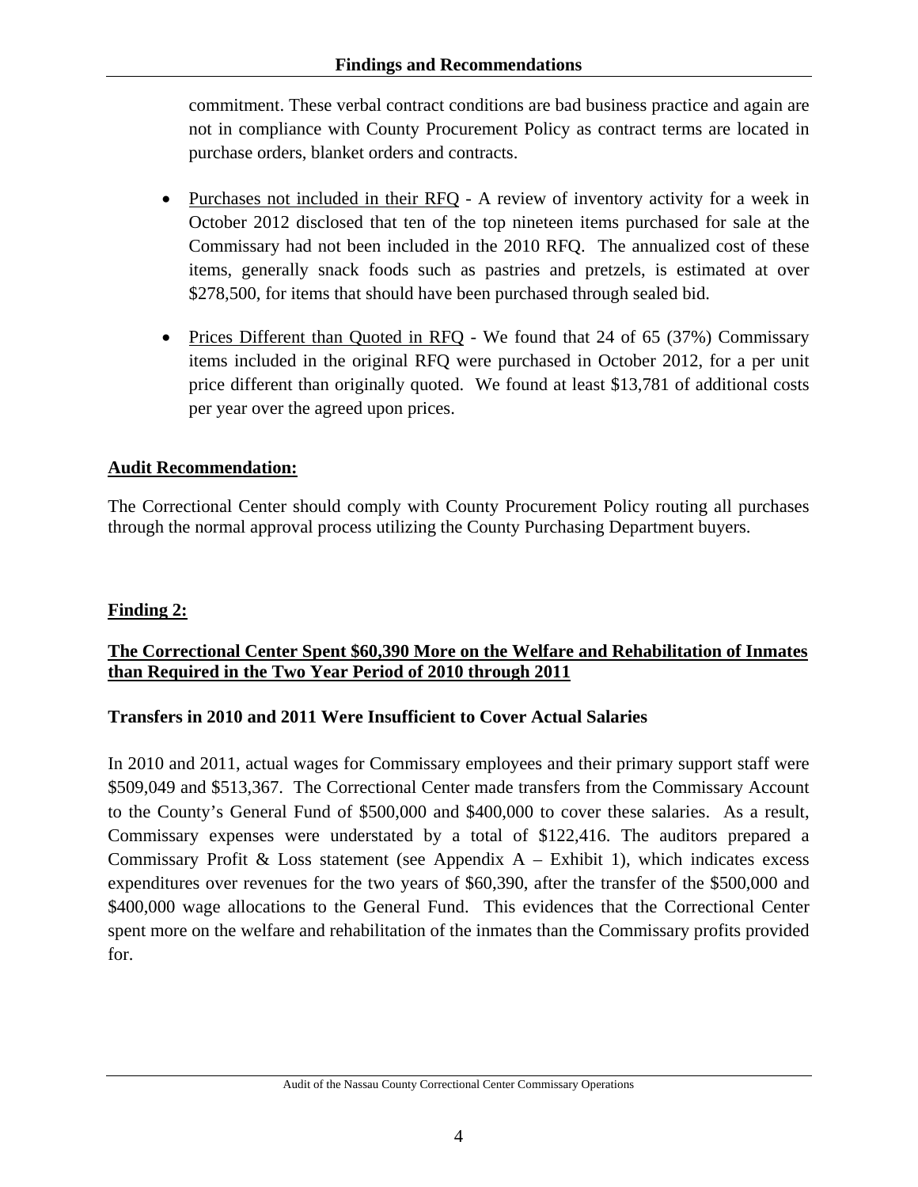commitment. These verbal contract conditions are bad business practice and again are not in compliance with County Procurement Policy as contract terms are located in purchase orders, blanket orders and contracts.

- Purchases not included in their RFQ - A review of inventory activity for a week in October 2012 disclosed that ten of the top nineteen items purchased for sale at the Commissary had not been included in the 2010 RFQ. The annualized cost of these items, generally snack foods such as pastries and pretzels, is estimated at over $278,500, for items that should have been purchased through sealed bid.

- Prices Different than Quoted in RFQ - We found that 24 of 65 (37%) Commissary items included in the original RFQ were purchased in October 2012, for a per unit price different than originally quoted. We found at least $13,781 of additional costs per year over the agreed upon prices.

**Audit Recommendation:**

The Correctional Center should comply with County Procurement Policy routing all purchases through the normal approval process utilizing the County Purchasing Department buyers.

**Finding 2:**

**The Correctional Center Spent $60,390 More on the Welfare and Rehabilitation of Inmates than Required in the Two Year Period of 2010 through 2011**

**Transfers in 2010 and 2011 Were Insufficient to Cover Actual Salaries**

In 2010 and 2011, actual wages for Commissary employees and their primary support staff were $509,049 and $513,367. The Correctional Center made transfers from the Commissary Account to the County's General Fund of $500,000 and $400,000 to cover these salaries. As a result, Commissary expenses were understated by a total of $122,416. The auditors prepared a Commissary Profit & Loss statement (see Appendix A – Exhibit 1), which indicates excess expenditures over revenues for the two years of $60,390, after the transfer of the $500,000 and $400,000 wage allocations to the General Fund. This evidences that the Correctional Center spent more on the welfare and rehabilitation of the inmates than the Commissary profits provided for.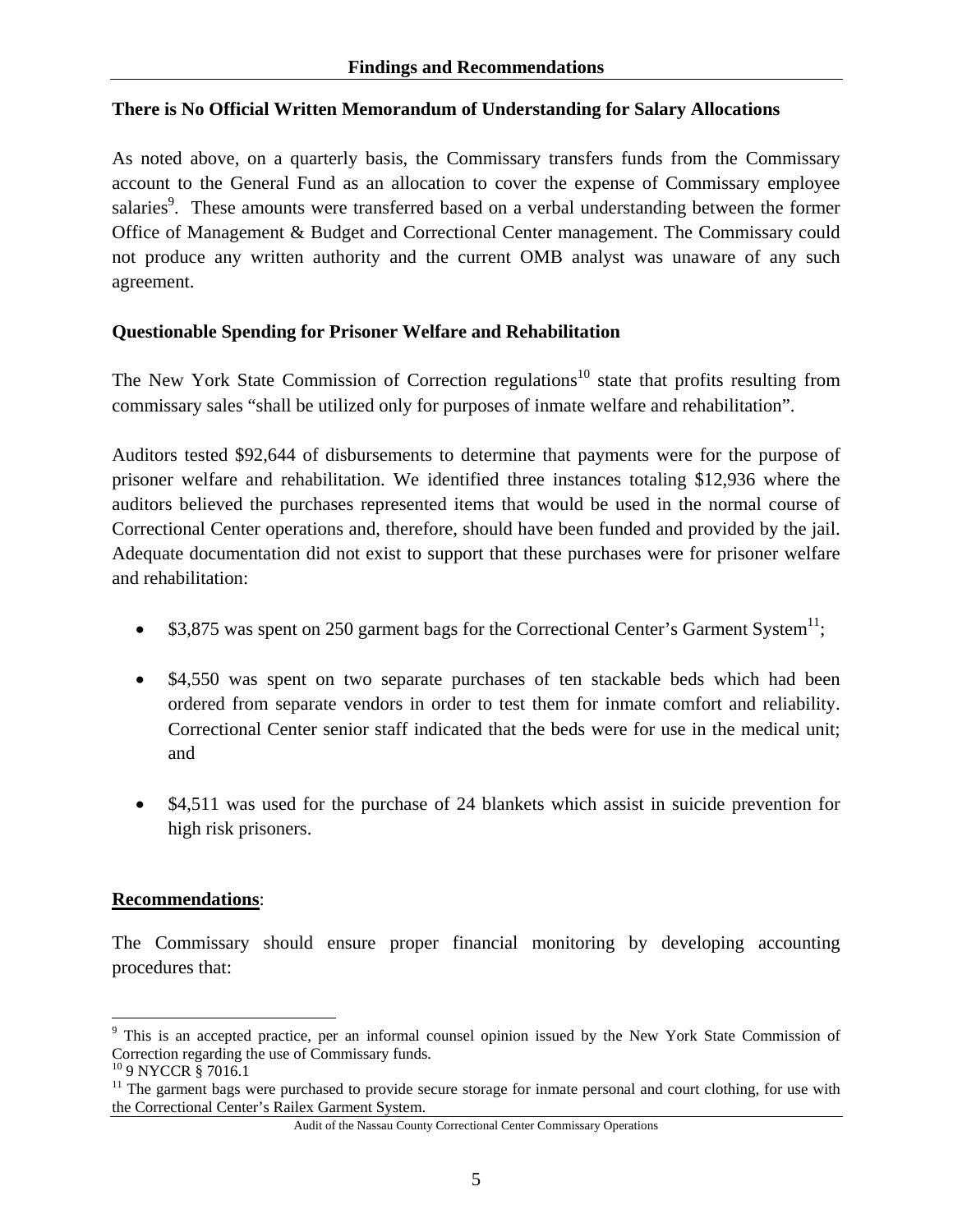## Findings and Recommendations

### There is No Official Written Memorandum of Understanding for Salary Allocations

As noted above, on a quarterly basis, the Commissary transfers funds from the Commissary account to the General Fund as an allocation to cover the expense of Commissary employee salaries[9]. These amounts were transferred based on a verbal understanding between the former Office of Management & Budget and Correctional Center management. The Commissary could not produce any written authority and the current OMB analyst was unaware of any such agreement.

### Questionable Spending for Prisoner Welfare and Rehabilitation

The New York State Commission of Correction regulations[10] state that profits resulting from commissary sales "shall be utilized only for purposes of inmate welfare and rehabilitation".

Auditors tested $92,644 of disbursements to determine that payments were for the purpose of prisoner welfare and rehabilitation. We identified three instances totaling $12,936 where the auditors believed the purchases represented items that would be used in the normal course of Correctional Center operations and, therefore, should have been funded and provided by the jail. Adequate documentation did not exist to support that these purchases were for prisoner welfare and rehabilitation:

- $3,875 was spent on 250 garment bags for the Correctional Center's Garment System[11];
- $4,550 was spent on two separate purchases of ten stackable beds which had been ordered from separate vendors in order to test them for inmate comfort and reliability. Correctional Center senior staff indicated that the beds were for use in the medical unit; and
- $4,511 was used for the purchase of 24 blankets which assist in suicide prevention for high risk prisoners.

**Recommendations**:

The Commissary should ensure proper financial monitoring by developing accounting procedures that:

---

[9] This is an accepted practice, per an informal counsel opinion issued by the New York State Commission of Correction regarding the use of Commissary funds.

[10] 9 NYCCR § 7016.1

[11] The garment bags were purchased to provide secure storage for inmate personal and court clothing, for use with the Correctional Center's Railex Garment System.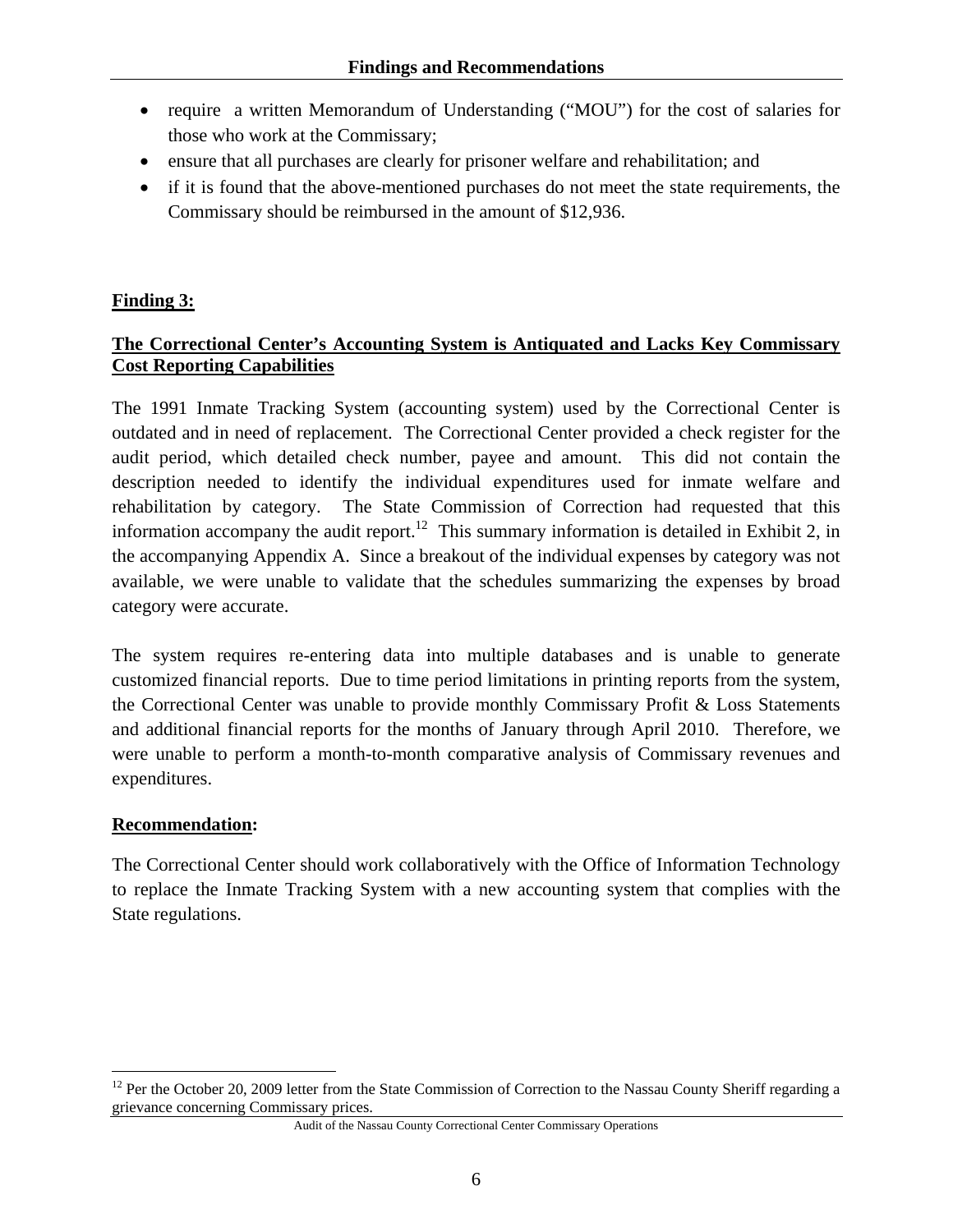- require a written Memorandum of Understanding ("MOU") for the cost of salaries for those who work at the Commissary;
- ensure that all purchases are clearly for prisoner welfare and rehabilitation; and
- if it is found that the above-mentioned purchases do not meet the state requirements, the Commissary should be reimbursed in the amount of $12,936.

**Finding 3:**

**The Correctional Center's Accounting System is Antiquated and Lacks Key Commissary Cost Reporting Capabilities**

The 1991 Inmate Tracking System (accounting system) used by the Correctional Center is outdated and in need of replacement. The Correctional Center provided a check register for the audit period, which detailed check number, payee and amount. This did not contain the description needed to identify the individual expenditures used for inmate welfare and rehabilitation by category. The State Commission of Correction had requested that this information accompany the audit report.[12] This summary information is detailed in Exhibit 2, in the accompanying Appendix A. Since a breakout of the individual expenses by category was not available, we were unable to validate that the schedules summarizing the expenses by broad category were accurate.

The system requires re-entering data into multiple databases and is unable to generate customized financial reports. Due to time period limitations in printing reports from the system, the Correctional Center was unable to provide monthly Commissary Profit & Loss Statements and additional financial reports for the months of January through April 2010. Therefore, we were unable to perform a month-to-month comparative analysis of Commissary revenues and expenditures.

**Recommendation:**

The Correctional Center should work collaboratively with the Office of Information Technology to replace the Inmate Tracking System with a new accounting system that complies with the State regulations.

[12] Per the October 20, 2009 letter from the State Commission of Correction to the Nassau County Sheriff regarding a grievance concerning Commissary prices.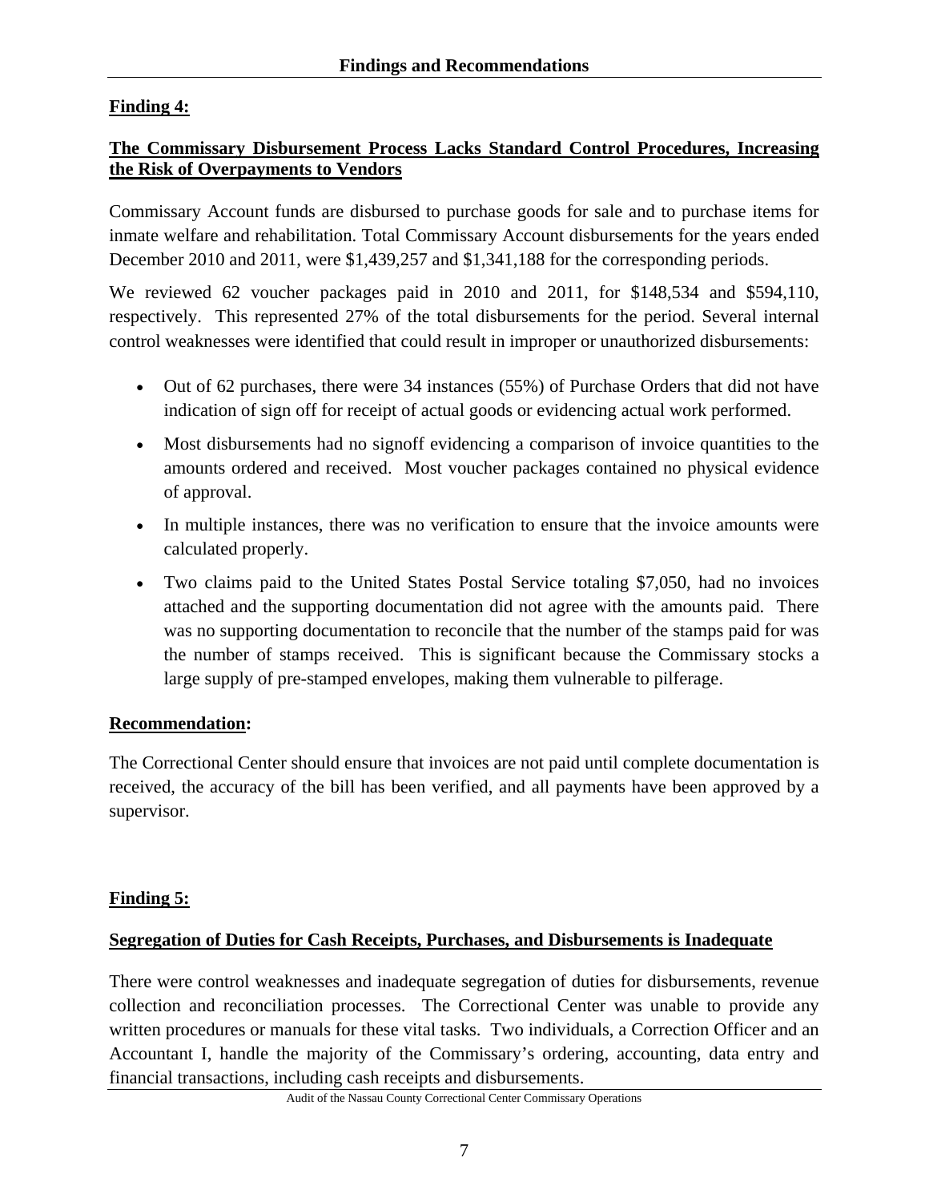**Finding 4:**

**The Commissary Disbursement Process Lacks Standard Control Procedures, Increasing the Risk of Overpayments to Vendors**

Commissary Account funds are disbursed to purchase goods for sale and to purchase items for inmate welfare and rehabilitation. Total Commissary Account disbursements for the years ended December 2010 and 2011, were $1,439,257 and $1,341,188 for the corresponding periods.

We reviewed 62 voucher packages paid in 2010 and 2011, for $148,534 and $594,110, respectively. This represented 27% of the total disbursements for the period. Several internal control weaknesses were identified that could result in improper or unauthorized disbursements:

- Out of 62 purchases, there were 34 instances (55%) of Purchase Orders that did not have indication of sign off for receipt of actual goods or evidencing actual work performed.
- Most disbursements had no signoff evidencing a comparison of invoice quantities to the amounts ordered and received. Most voucher packages contained no physical evidence of approval.
- In multiple instances, there was no verification to ensure that the invoice amounts were calculated properly.
- Two claims paid to the United States Postal Service totaling $7,050, had no invoices attached and the supporting documentation did not agree with the amounts paid. There was no supporting documentation to reconcile that the number of the stamps paid for was the number of stamps received. This is significant because the Commissary stocks a large supply of pre-stamped envelopes, making them vulnerable to pilferage.

**Recommendation:**

The Correctional Center should ensure that invoices are not paid until complete documentation is received, the accuracy of the bill has been verified, and all payments have been approved by a supervisor.

**Finding 5:**

**Segregation of Duties for Cash Receipts, Purchases, and Disbursements is Inadequate**

There were control weaknesses and inadequate segregation of duties for disbursements, revenue collection and reconciliation processes. The Correctional Center was unable to provide any written procedures or manuals for these vital tasks. Two individuals, a Correction Officer and an Accountant I, handle the majority of the Commissary's ordering, accounting, data entry and financial transactions, including cash receipts and disbursements.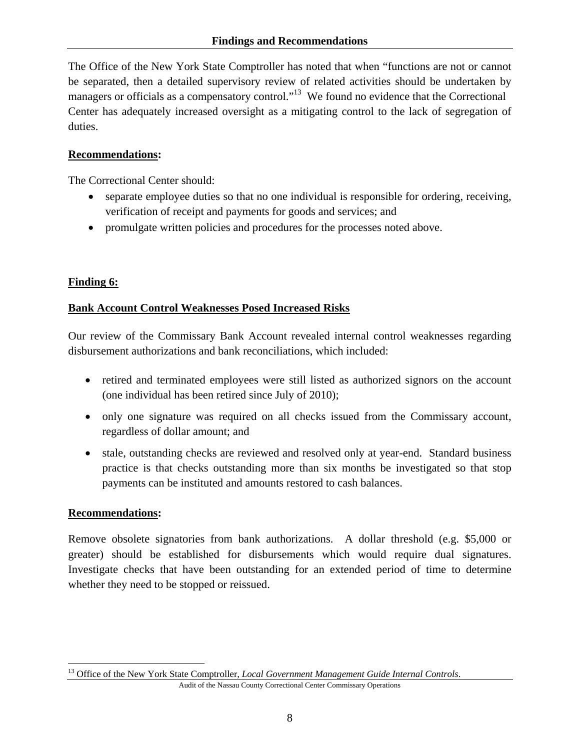The Office of the New York State Comptroller has noted that when "functions are not or cannot be separated, then a detailed supervisory review of related activities should be undertaken by managers or officials as a compensatory control."[13] We found no evidence that the Correctional Center has adequately increased oversight as a mitigating control to the lack of segregation of duties.

**Recommendations:**

The Correctional Center should:

- separate employee duties so that no one individual is responsible for ordering, receiving, verification of receipt and payments for goods and services; and
- promulgate written policies and procedures for the processes noted above.

**Finding 6:**

**Bank Account Control Weaknesses Posed Increased Risks**

Our review of the Commissary Bank Account revealed internal control weaknesses regarding disbursement authorizations and bank reconciliations, which included:

- retired and terminated employees were still listed as authorized signors on the account (one individual has been retired since July of 2010);
- only one signature was required on all checks issued from the Commissary account, regardless of dollar amount; and
- stale, outstanding checks are reviewed and resolved only at year-end. Standard business practice is that checks outstanding more than six months be investigated so that stop payments can be instituted and amounts restored to cash balances.

**Recommendations:**

Remove obsolete signatories from bank authorizations. A dollar threshold (e.g. $5,000 or greater) should be established for disbursements which would require dual signatures. Investigate checks that have been outstanding for an extended period of time to determine whether they need to be stopped or reissued.

[13] Office of the New York State Comptroller, *Local Government Management Guide Internal Controls*.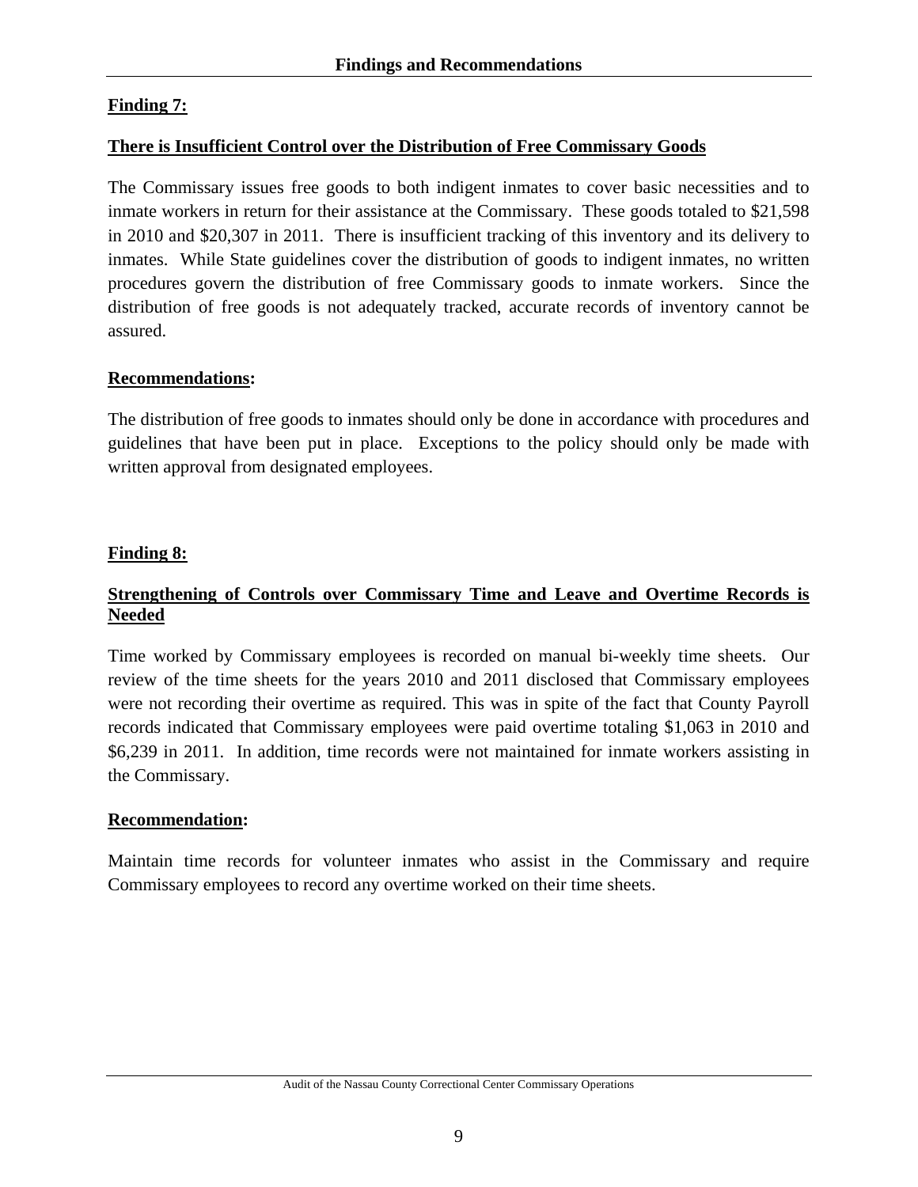## Finding 7:

### There is Insufficient Control over the Distribution of Free Commissary Goods

The Commissary issues free goods to both indigent inmates to cover basic necessities and to inmate workers in return for their assistance at the Commissary. These goods totaled to $21,598 in 2010 and $20,307 in 2011. There is insufficient tracking of this inventory and its delivery to inmates. While State guidelines cover the distribution of goods to indigent inmates, no written procedures govern the distribution of free Commissary goods to inmate workers. Since the distribution of free goods is not adequately tracked, accurate records of inventory cannot be assured.

### Recommendations:

The distribution of free goods to inmates should only be done in accordance with procedures and guidelines that have been put in place. Exceptions to the policy should only be made with written approval from designated employees.

## Finding 8:

### Strengthening of Controls over Commissary Time and Leave and Overtime Records is Needed

Time worked by Commissary employees is recorded on manual bi-weekly time sheets. Our review of the time sheets for the years 2010 and 2011 disclosed that Commissary employees were not recording their overtime as required. This was in spite of the fact that County Payroll records indicated that Commissary employees were paid overtime totaling $1,063 in 2010 and $6,239 in 2011. In addition, time records were not maintained for inmate workers assisting in the Commissary.

### Recommendation:

Maintain time records for volunteer inmates who assist in the Commissary and require Commissary employees to record any overtime worked on their time sheets.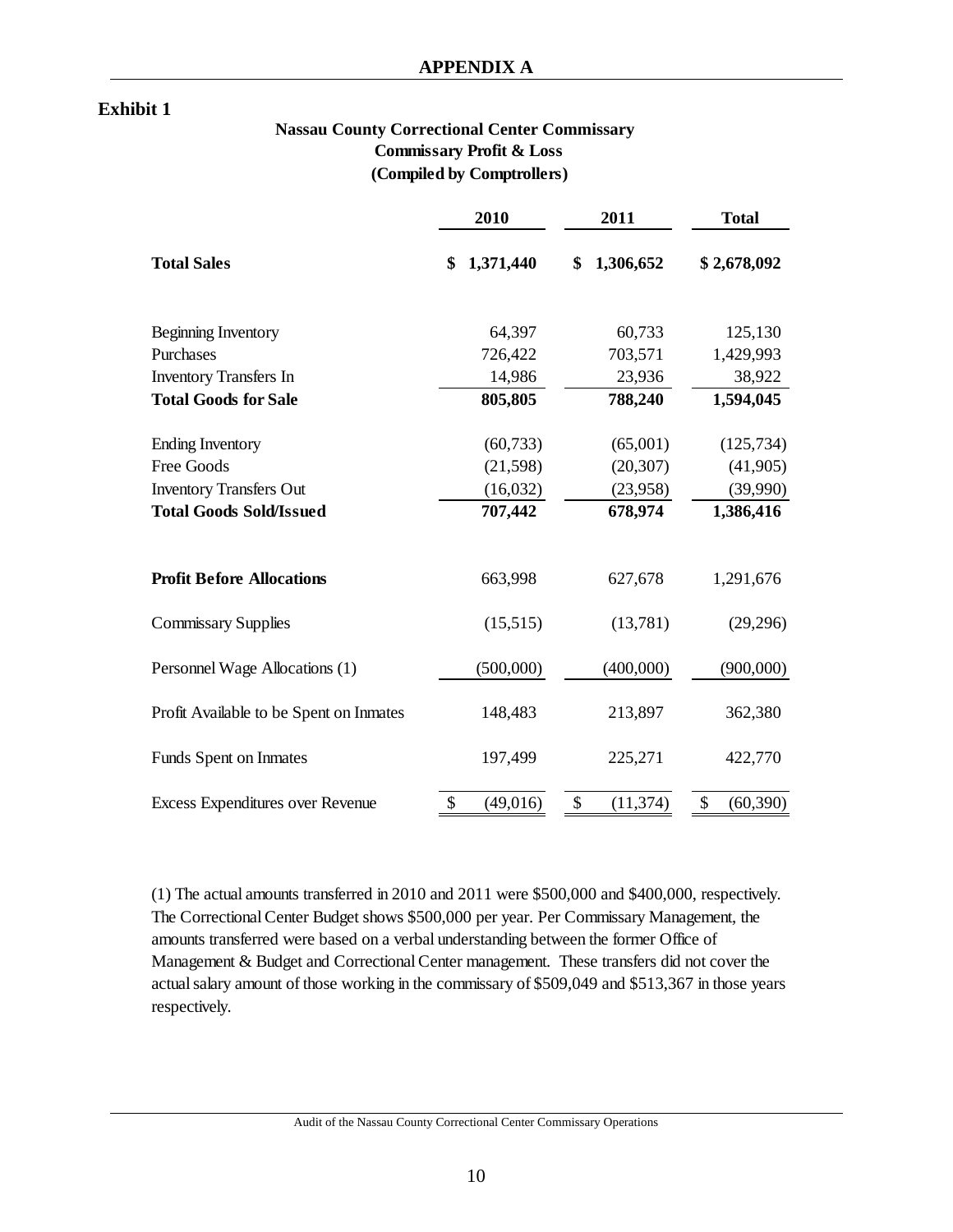# APPENDIX A

**Exhibit 1**

**Nassau County Correctional Center Commissary**
**Commissary Profit & Loss**
**(Compiled by Comptrollers)**

| | 2010 | 2011 | Total |
|---|---|---|---|
| **Total Sales** | **$ 1,371,440** | **$ 1,306,652** | **$ 2,678,092** |
| | | | |
| Beginning Inventory | 64,397 | 60,733 | 125,130 |
| Purchases | 726,422 | 703,571 | 1,429,993 |
| Inventory Transfers In | 14,986 | 23,936 | 38,922 |
| **Total Goods for Sale** | **805,805** | **788,240** | **1,594,045** |
| | | | |
| Ending Inventory | (60,733) | (65,001) | (125,734) |
| Free Goods | (21,598) | (20,307) | (41,905) |
| Inventory Transfers Out | (16,032) | (23,958) | (39,990) |
| **Total Goods Sold/Issued** | **707,442** | **678,974** | **1,386,416** |
| | | | |
| **Profit Before Allocations** | 663,998 | 627,678 | 1,291,676 |
| | | | |
| Commissary Supplies | (15,515) | (13,781) | (29,296) |
| | | | |
| Personnel Wage Allocations (1) | (500,000) | (400,000) | (900,000) |
| | | | |
| Profit Available to be Spent on Inmates | 148,483 | 213,897 | 362,380 |
| | | | |
| Funds Spent on Inmates | 197,499 | 225,271 | 422,770 |
| | | | |
| Excess Expenditures over Revenue | $ (49,016) | $ (11,374) | $ (60,390) |

(1) The actual amounts transferred in 2010 and 2011 were $500,000 and $400,000, respectively. The Correctional Center Budget shows $500,000 per year. Per Commissary Management, the amounts transferred were based on a verbal understanding between the former Office of Management & Budget and Correctional Center management. These transfers did not cover the actual salary amount of those working in the commissary of $509,049 and $513,367 in those years respectively.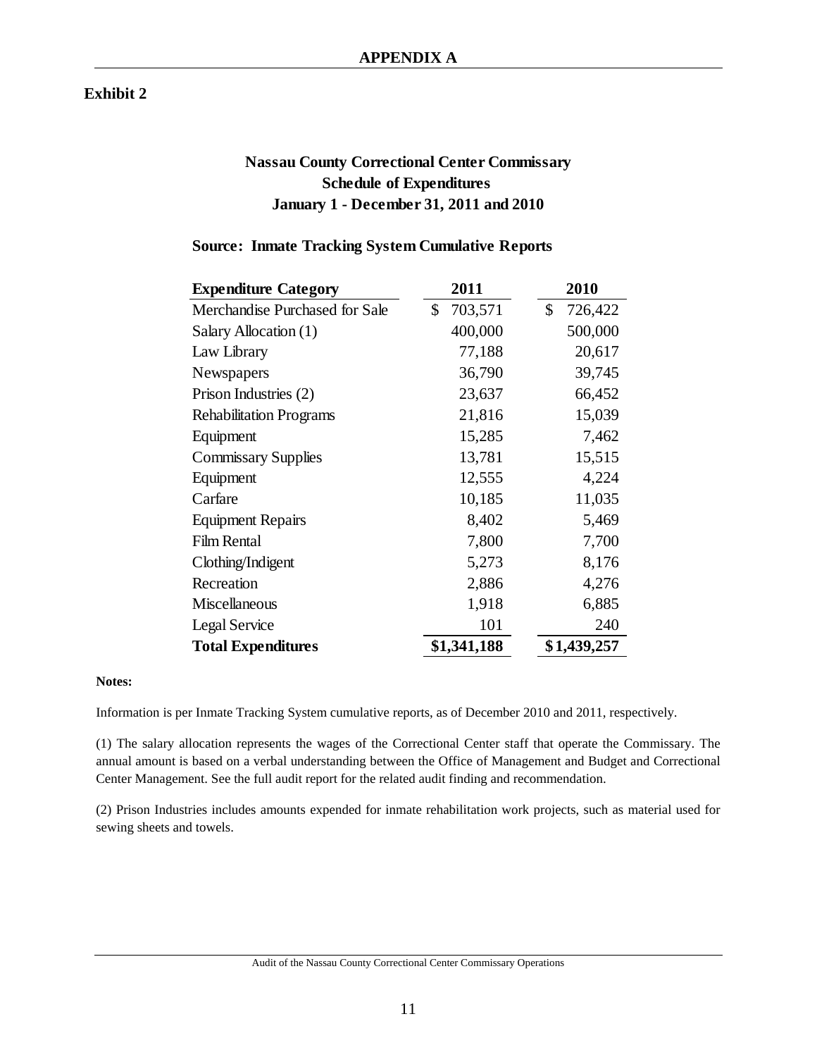# APPENDIX A

**Exhibit 2**

## Nassau County Correctional Center Commissary
## Schedule of Expenditures
## January 1 - December 31, 2011 and 2010

### Source: Inmate Tracking System Cumulative Reports

| Expenditure Category | 2011 | 2010 |
|---|---|---|
| Merchandise Purchased for Sale | $ 703,571 | $ 726,422 |
| Salary Allocation (1) | 400,000 | 500,000 |
| Law Library | 77,188 | 20,617 |
| Newspapers | 36,790 | 39,745 |
| Prison Industries (2) | 23,637 | 66,452 |
| Rehabilitation Programs | 21,816 | 15,039 |
| Equipment | 15,285 | 7,462 |
| Commissary Supplies | 13,781 | 15,515 |
| Equipment | 12,555 | 4,224 |
| Carfare | 10,185 | 11,035 |
| Equipment Repairs | 8,402 | 5,469 |
| Film Rental | 7,800 | 7,700 |
| Clothing/Indigent | 5,273 | 8,176 |
| Recreation | 2,886 | 4,276 |
| Miscellaneous | 1,918 | 6,885 |
| Legal Service | 101 | 240 |
| **Total Expenditures** | **$1,341,188** | **$1,439,257** |

**Notes:**

Information is per Inmate Tracking System cumulative reports, as of December 2010 and 2011, respectively.

(1) The salary allocation represents the wages of the Correctional Center staff that operate the Commissary. The annual amount is based on a verbal understanding between the Office of Management and Budget and Correctional Center Management. See the full audit report for the related audit finding and recommendation.

(2) Prison Industries includes amounts expended for inmate rehabilitation work projects, such as material used for sewing sheets and towels.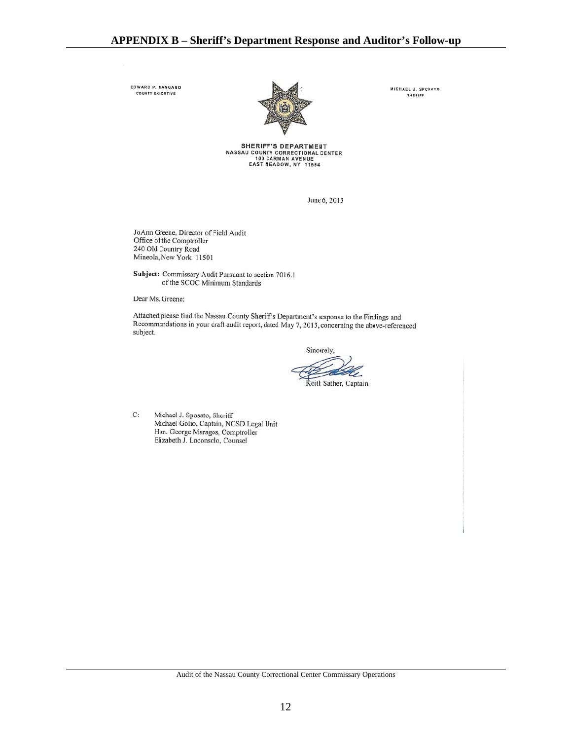## APPENDIX B – Sheriff's Department Response and Auditor's Follow-up

EDWARD P. MANGANO
COUNTY EXECUTIVE

MICHAEL J. SPOSATO
SHERIFF

**SHERIFF'S DEPARTMENT**
NASSAU COUNTY CORRECTIONAL CENTER
100 CARMAN AVENUE
EAST MEADOW, NY 11554

June 6, 2013

JoAnn Greene, Director of Field Audit
Office of the Comptroller
240 Old Country Road
Mineola, New York 11501

**Subject:** Commissary Audit Pursuant to section 7016.1 of the SCOC Minimum Standards

Dear Ms. Greene:

Attached please find the Nassau County Sheriff's Department's response to the Findings and Recommendations in your draft audit report, dated May 7, 2013, concerning the above-referenced subject.

Sincerely,

Keith Sather, Captain

C: Michael J. Sposato, Sheriff
Michael Golio, Captain, NCSD Legal Unit
Hon. George Maragos, Comptroller
Elizabeth J. Loconsolo, Counsel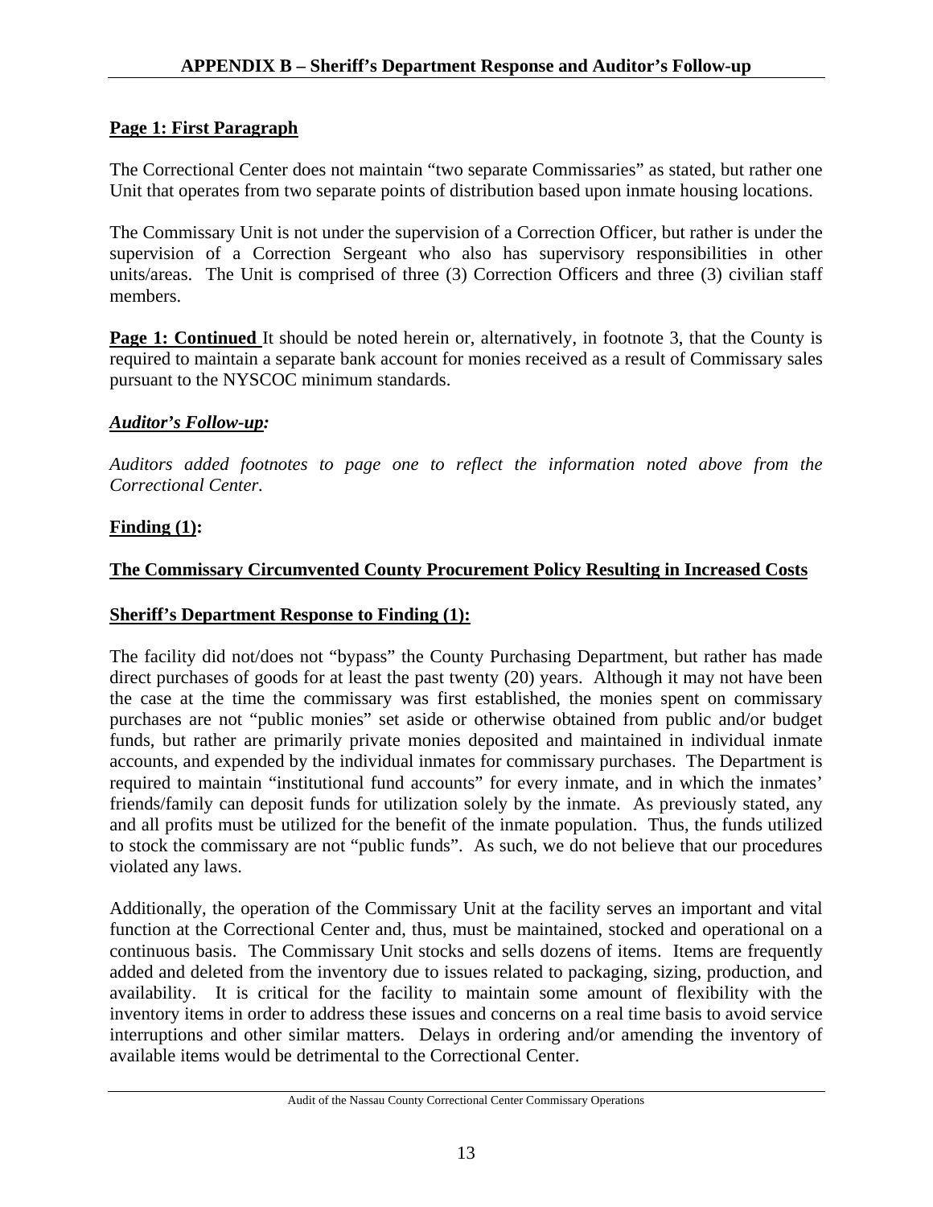## APPENDIX B – Sheriff's Department Response and Auditor's Follow-up

**Page 1: First Paragraph**

The Correctional Center does not maintain "two separate Commissaries" as stated, but rather one Unit that operates from two separate points of distribution based upon inmate housing locations.

The Commissary Unit is not under the supervision of a Correction Officer, but rather is under the supervision of a Correction Sergeant who also has supervisory responsibilities in other units/areas. The Unit is comprised of three (3) Correction Officers and three (3) civilian staff members.

**Page 1: Continued** It should be noted herein or, alternatively, in footnote 3, that the County is required to maintain a separate bank account for monies received as a result of Commissary sales pursuant to the NYSCOC minimum standards.

***Auditor's Follow-up:***

*Auditors added footnotes to page one to reflect the information noted above from the Correctional Center.*

**Finding (1):**

**The Commissary Circumvented County Procurement Policy Resulting in Increased Costs**

**Sheriff's Department Response to Finding (1):**

The facility did not/does not "bypass" the County Purchasing Department, but rather has made direct purchases of goods for at least the past twenty (20) years. Although it may not have been the case at the time the commissary was first established, the monies spent on commissary purchases are not "public monies" set aside or otherwise obtained from public and/or budget funds, but rather are primarily private monies deposited and maintained in individual inmate accounts, and expended by the individual inmates for commissary purchases. The Department is required to maintain "institutional fund accounts" for every inmate, and in which the inmates' friends/family can deposit funds for utilization solely by the inmate. As previously stated, any and all profits must be utilized for the benefit of the inmate population. Thus, the funds utilized to stock the commissary are not "public funds". As such, we do not believe that our procedures violated any laws.

Additionally, the operation of the Commissary Unit at the facility serves an important and vital function at the Correctional Center and, thus, must be maintained, stocked and operational on a continuous basis. The Commissary Unit stocks and sells dozens of items. Items are frequently added and deleted from the inventory due to issues related to packaging, sizing, production, and availability. It is critical for the facility to maintain some amount of flexibility with the inventory items in order to address these issues and concerns on a real time basis to avoid service interruptions and other similar matters. Delays in ordering and/or amending the inventory of available items would be detrimental to the Correctional Center.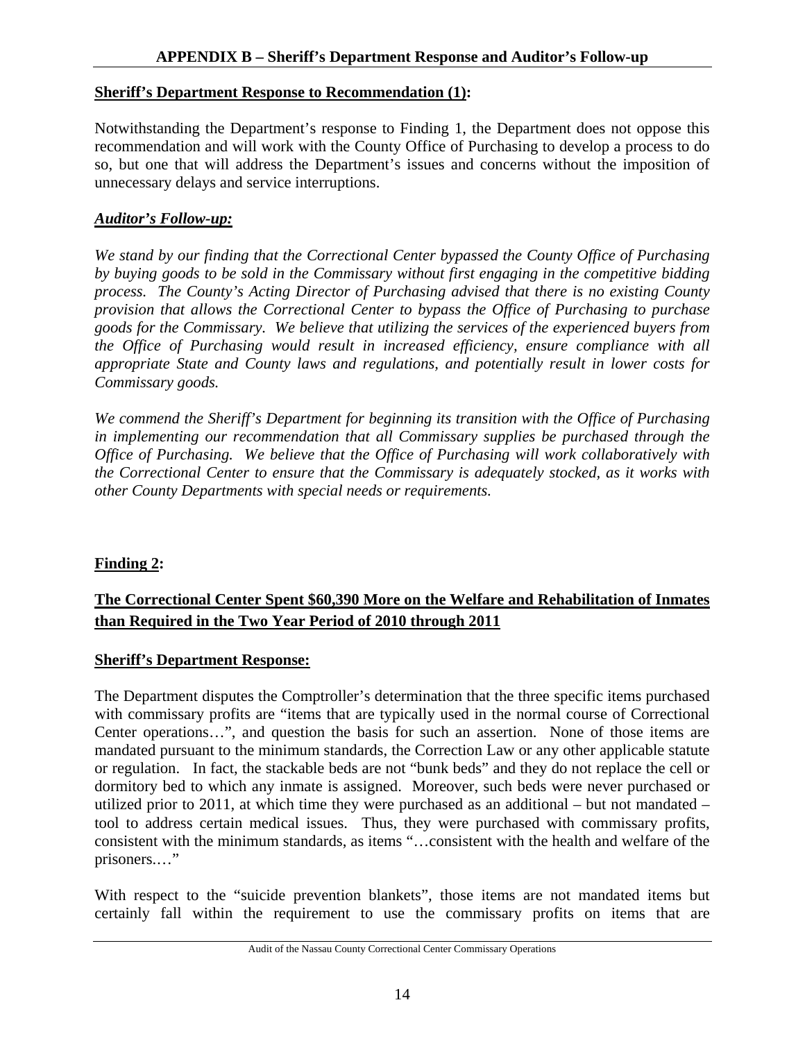## APPENDIX B – Sheriff's Department Response and Auditor's Follow-up

**Sheriff's Department Response to Recommendation (1):**

Notwithstanding the Department's response to Finding 1, the Department does not oppose this recommendation and will work with the County Office of Purchasing to develop a process to do so, but one that will address the Department's issues and concerns without the imposition of unnecessary delays and service interruptions.

***Auditor's Follow-up:***

*We stand by our finding that the Correctional Center bypassed the County Office of Purchasing by buying goods to be sold in the Commissary without first engaging in the competitive bidding process. The County's Acting Director of Purchasing advised that there is no existing County provision that allows the Correctional Center to bypass the Office of Purchasing to purchase goods for the Commissary. We believe that utilizing the services of the experienced buyers from the Office of Purchasing would result in increased efficiency, ensure compliance with all appropriate State and County laws and regulations, and potentially result in lower costs for Commissary goods.*

*We commend the Sheriff's Department for beginning its transition with the Office of Purchasing in implementing our recommendation that all Commissary supplies be purchased through the Office of Purchasing. We believe that the Office of Purchasing will work collaboratively with the Correctional Center to ensure that the Commissary is adequately stocked, as it works with other County Departments with special needs or requirements.*

**Finding 2:**

**The Correctional Center Spent $60,390 More on the Welfare and Rehabilitation of Inmates than Required in the Two Year Period of 2010 through 2011**

**Sheriff's Department Response:**

The Department disputes the Comptroller's determination that the three specific items purchased with commissary profits are "items that are typically used in the normal course of Correctional Center operations…", and question the basis for such an assertion. None of those items are mandated pursuant to the minimum standards, the Correction Law or any other applicable statute or regulation. In fact, the stackable beds are not "bunk beds" and they do not replace the cell or dormitory bed to which any inmate is assigned. Moreover, such beds were never purchased or utilized prior to 2011, at which time they were purchased as an additional – but not mandated – tool to address certain medical issues. Thus, they were purchased with commissary profits, consistent with the minimum standards, as items "…consistent with the health and welfare of the prisoners.…"

With respect to the "suicide prevention blankets", those items are not mandated items but certainly fall within the requirement to use the commissary profits on items that are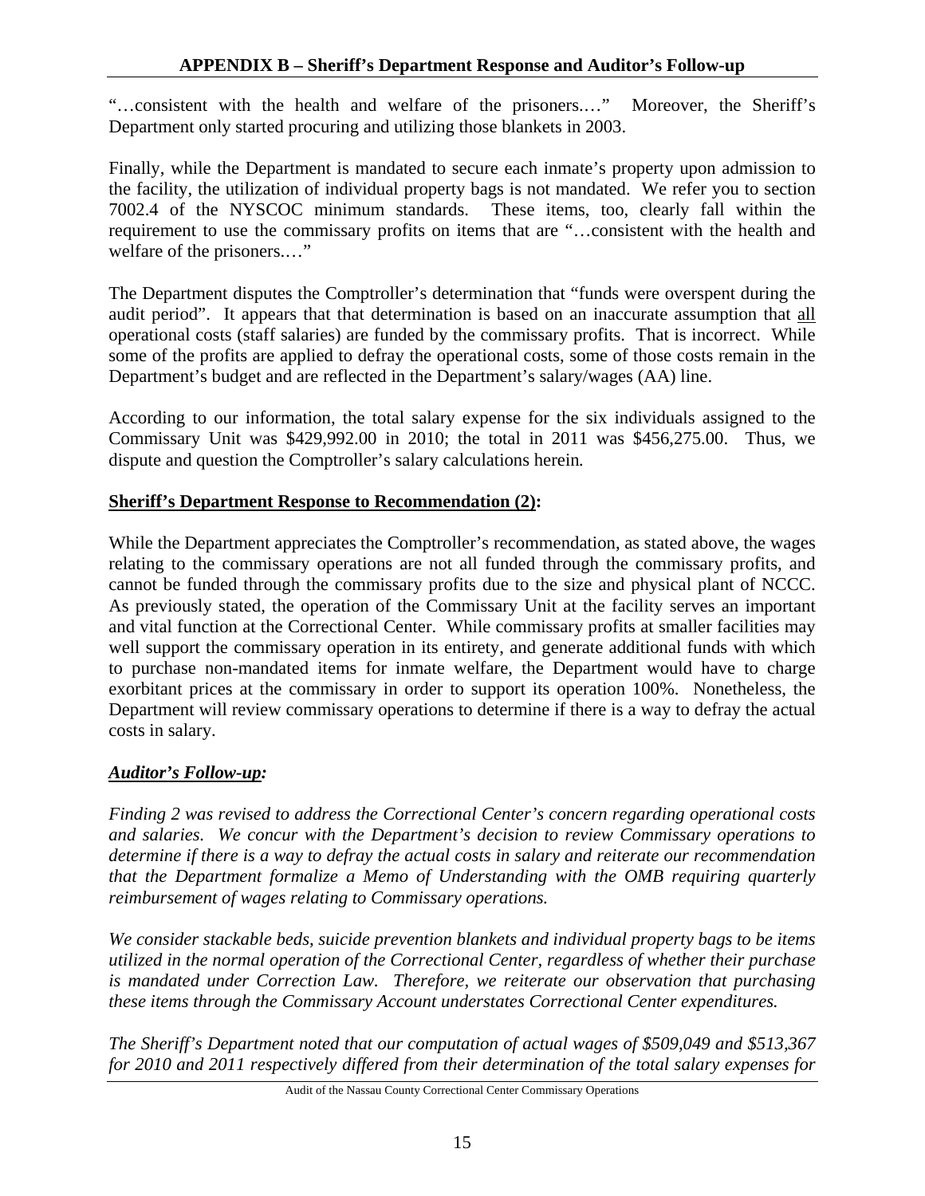"…consistent with the health and welfare of the prisoners.…" Moreover, the Sheriff's Department only started procuring and utilizing those blankets in 2003.

Finally, while the Department is mandated to secure each inmate's property upon admission to the facility, the utilization of individual property bags is not mandated. We refer you to section 7002.4 of the NYSCOC minimum standards. These items, too, clearly fall within the requirement to use the commissary profits on items that are "…consistent with the health and welfare of the prisoners.…"

The Department disputes the Comptroller's determination that "funds were overspent during the audit period". It appears that that determination is based on an inaccurate assumption that <u>all</u> operational costs (staff salaries) are funded by the commissary profits. That is incorrect. While some of the profits are applied to defray the operational costs, some of those costs remain in the Department's budget and are reflected in the Department's salary/wages (AA) line.

According to our information, the total salary expense for the six individuals assigned to the Commissary Unit was $429,992.00 in 2010; the total in 2011 was $456,275.00. Thus, we dispute and question the Comptroller's salary calculations herein.

**<u>Sheriff's Department Response to Recommendation (2)</u>:**

While the Department appreciates the Comptroller's recommendation, as stated above, the wages relating to the commissary operations are not all funded through the commissary profits, and cannot be funded through the commissary profits due to the size and physical plant of NCCC. As previously stated, the operation of the Commissary Unit at the facility serves an important and vital function at the Correctional Center. While commissary profits at smaller facilities may well support the commissary operation in its entirety, and generate additional funds with which to purchase non-mandated items for inmate welfare, the Department would have to charge exorbitant prices at the commissary in order to support its operation 100%. Nonetheless, the Department will review commissary operations to determine if there is a way to defray the actual costs in salary.

***<u>Auditor's Follow-up:</u>***

*Finding 2 was revised to address the Correctional Center's concern regarding operational costs and salaries. We concur with the Department's decision to review Commissary operations to determine if there is a way to defray the actual costs in salary and reiterate our recommendation that the Department formalize a Memo of Understanding with the OMB requiring quarterly reimbursement of wages relating to Commissary operations.*

*We consider stackable beds, suicide prevention blankets and individual property bags to be items utilized in the normal operation of the Correctional Center, regardless of whether their purchase is mandated under Correction Law. Therefore, we reiterate our observation that purchasing these items through the Commissary Account understates Correctional Center expenditures.*

*The Sheriff's Department noted that our computation of actual wages of $509,049 and $513,367 for 2010 and 2011 respectively differed from their determination of the total salary expenses for*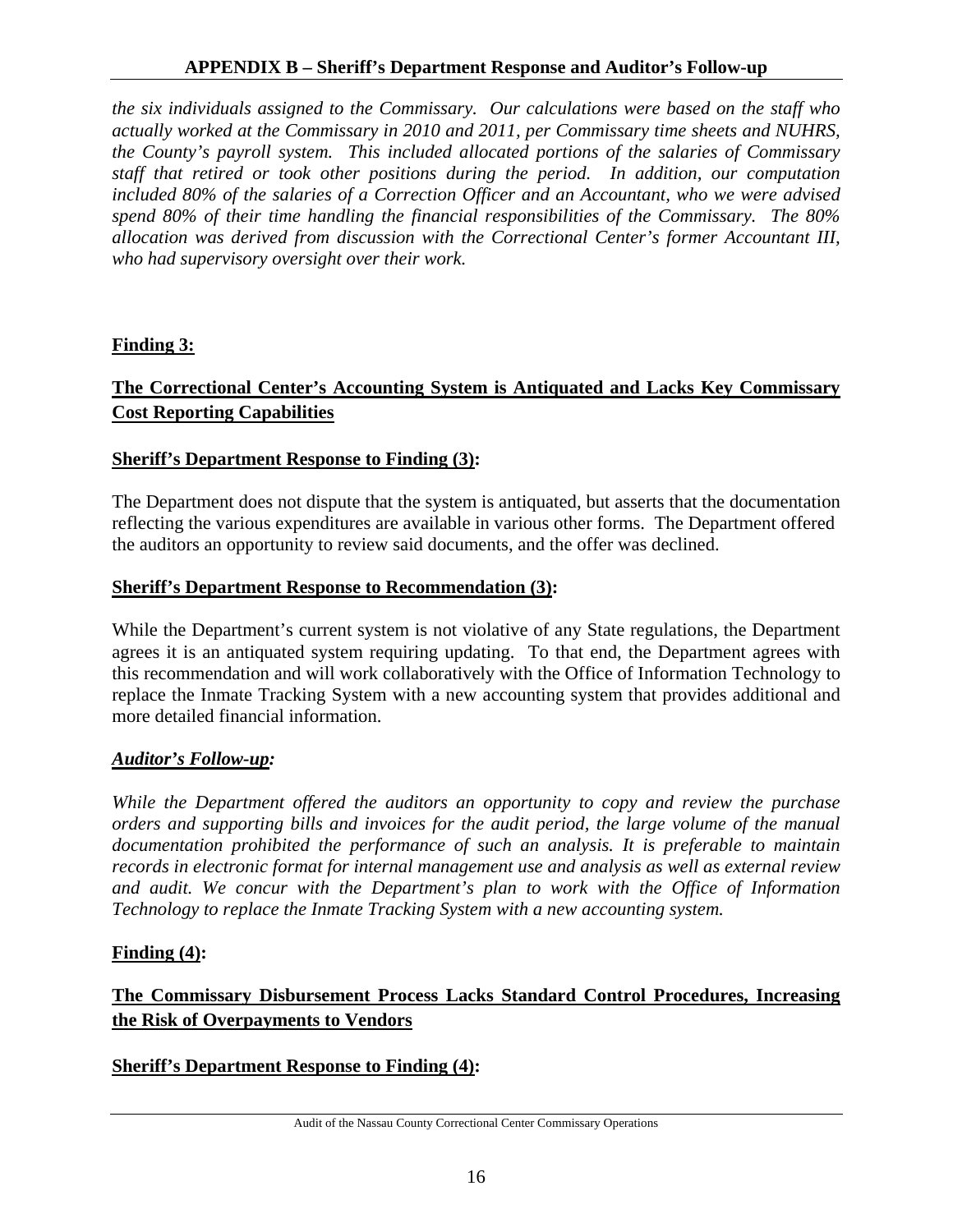*the six individuals assigned to the Commissary. Our calculations were based on the staff who actually worked at the Commissary in 2010 and 2011, per Commissary time sheets and NUHRS, the County's payroll system. This included allocated portions of the salaries of Commissary staff that retired or took other positions during the period. In addition, our computation included 80% of the salaries of a Correction Officer and an Accountant, who we were advised spend 80% of their time handling the financial responsibilities of the Commissary. The 80% allocation was derived from discussion with the Correctional Center's former Accountant III, who had supervisory oversight over their work.*

**Finding 3:**

**The Correctional Center's Accounting System is Antiquated and Lacks Key Commissary Cost Reporting Capabilities**

**Sheriff's Department Response to Finding (3):**

The Department does not dispute that the system is antiquated, but asserts that the documentation reflecting the various expenditures are available in various other forms. The Department offered the auditors an opportunity to review said documents, and the offer was declined.

**Sheriff's Department Response to Recommendation (3):**

While the Department's current system is not violative of any State regulations, the Department agrees it is an antiquated system requiring updating. To that end, the Department agrees with this recommendation and will work collaboratively with the Office of Information Technology to replace the Inmate Tracking System with a new accounting system that provides additional and more detailed financial information.

***Auditor's Follow-up:***

*While the Department offered the auditors an opportunity to copy and review the purchase orders and supporting bills and invoices for the audit period, the large volume of the manual documentation prohibited the performance of such an analysis. It is preferable to maintain records in electronic format for internal management use and analysis as well as external review and audit. We concur with the Department's plan to work with the Office of Information Technology to replace the Inmate Tracking System with a new accounting system.*

**Finding (4):**

**The Commissary Disbursement Process Lacks Standard Control Procedures, Increasing the Risk of Overpayments to Vendors**

**Sheriff's Department Response to Finding (4):**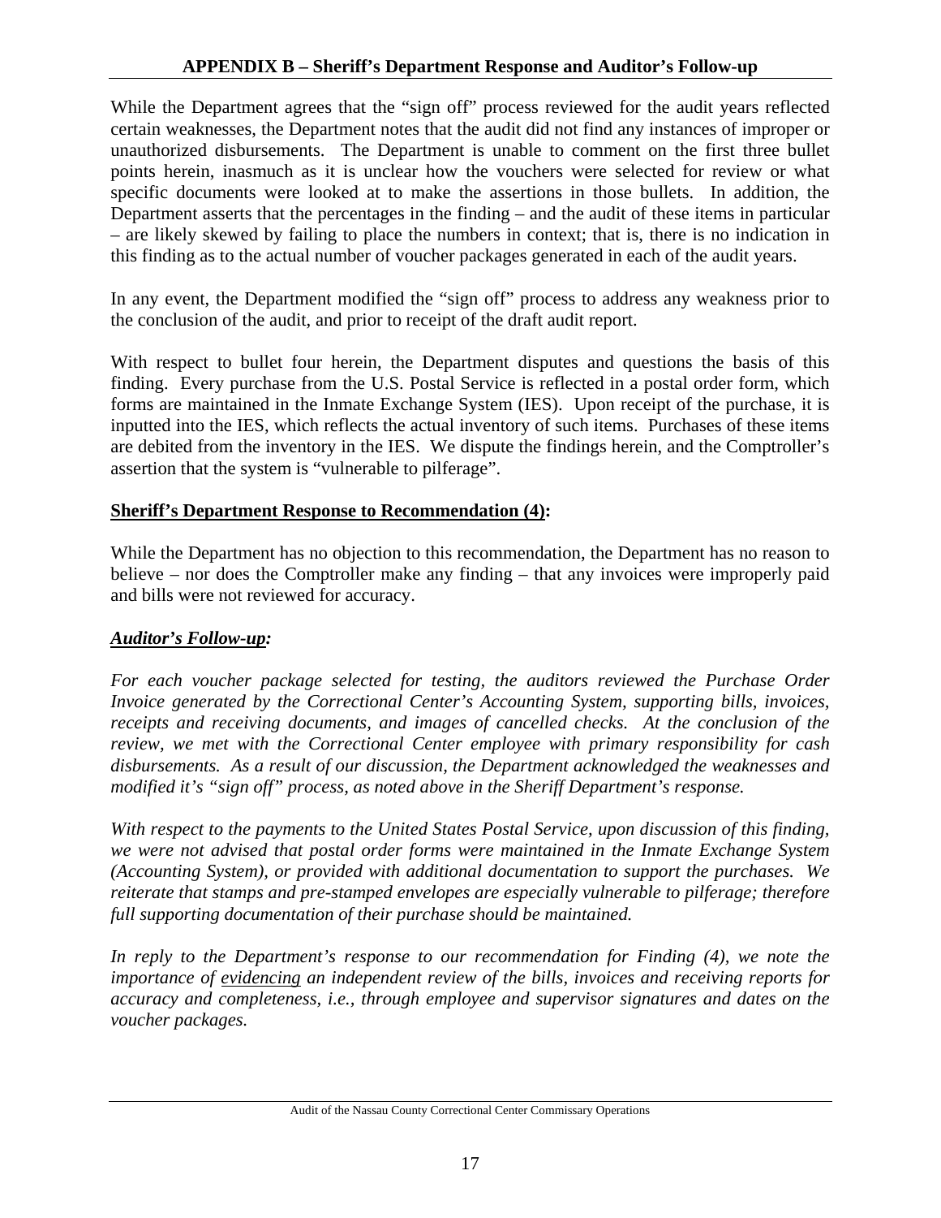## APPENDIX B – Sheriff's Department Response and Auditor's Follow-up

While the Department agrees that the "sign off" process reviewed for the audit years reflected certain weaknesses, the Department notes that the audit did not find any instances of improper or unauthorized disbursements. The Department is unable to comment on the first three bullet points herein, inasmuch as it is unclear how the vouchers were selected for review or what specific documents were looked at to make the assertions in those bullets. In addition, the Department asserts that the percentages in the finding – and the audit of these items in particular – are likely skewed by failing to place the numbers in context; that is, there is no indication in this finding as to the actual number of voucher packages generated in each of the audit years.

In any event, the Department modified the "sign off" process to address any weakness prior to the conclusion of the audit, and prior to receipt of the draft audit report.

With respect to bullet four herein, the Department disputes and questions the basis of this finding. Every purchase from the U.S. Postal Service is reflected in a postal order form, which forms are maintained in the Inmate Exchange System (IES). Upon receipt of the purchase, it is inputted into the IES, which reflects the actual inventory of such items. Purchases of these items are debited from the inventory in the IES. We dispute the findings herein, and the Comptroller's assertion that the system is "vulnerable to pilferage".

**Sheriff's Department Response to Recommendation (4):**

While the Department has no objection to this recommendation, the Department has no reason to believe – nor does the Comptroller make any finding – that any invoices were improperly paid and bills were not reviewed for accuracy.

***Auditor's Follow-up:***

*For each voucher package selected for testing, the auditors reviewed the Purchase Order Invoice generated by the Correctional Center's Accounting System, supporting bills, invoices, receipts and receiving documents, and images of cancelled checks. At the conclusion of the review, we met with the Correctional Center employee with primary responsibility for cash disbursements. As a result of our discussion, the Department acknowledged the weaknesses and modified it's "sign off" process, as noted above in the Sheriff Department's response.*

*With respect to the payments to the United States Postal Service, upon discussion of this finding, we were not advised that postal order forms were maintained in the Inmate Exchange System (Accounting System), or provided with additional documentation to support the purchases. We reiterate that stamps and pre-stamped envelopes are especially vulnerable to pilferage; therefore full supporting documentation of their purchase should be maintained.*

*In reply to the Department's response to our recommendation for Finding (4), we note the importance of evidencing an independent review of the bills, invoices and receiving reports for accuracy and completeness, i.e., through employee and supervisor signatures and dates on the voucher packages.*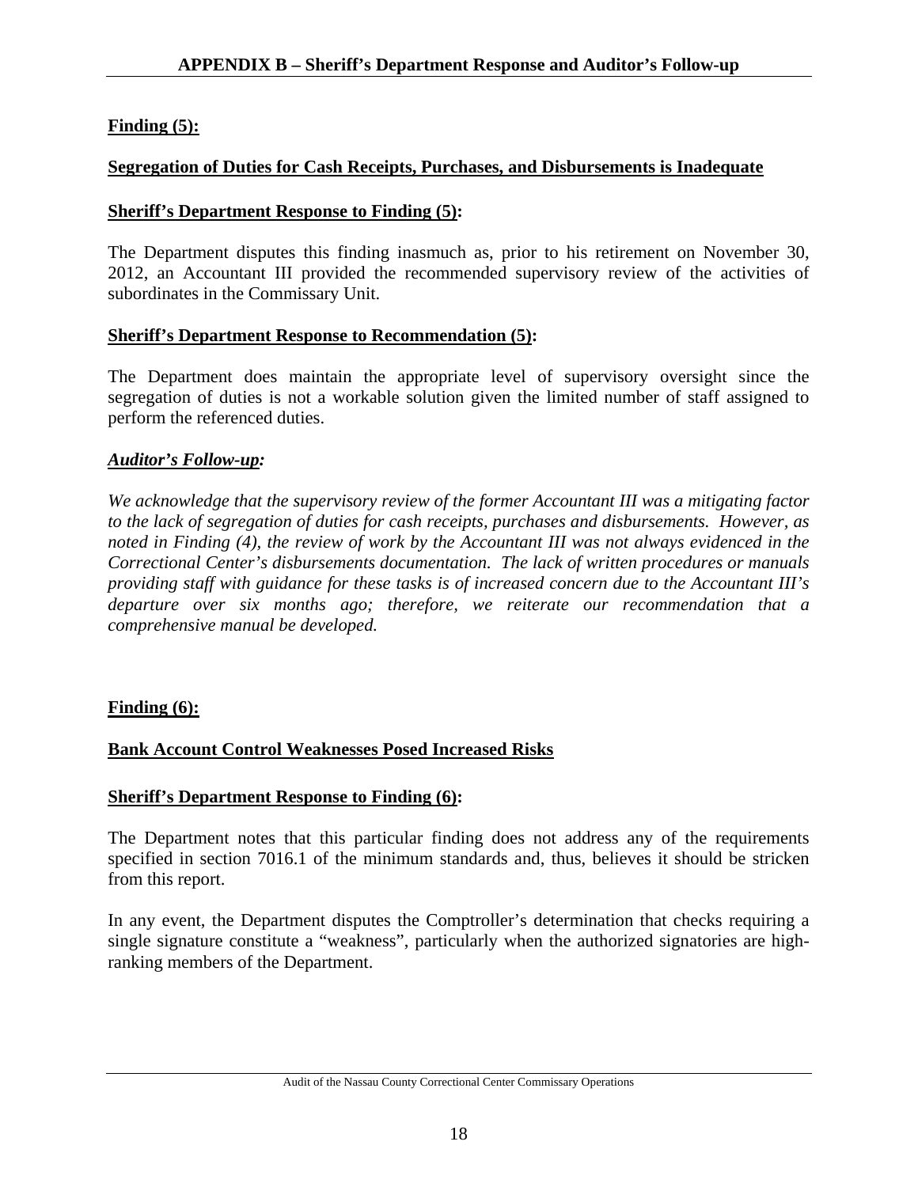## APPENDIX B – Sheriff's Department Response and Auditor's Follow-up

**Finding (5):**

**Segregation of Duties for Cash Receipts, Purchases, and Disbursements is Inadequate**

**Sheriff's Department Response to Finding (5):**

The Department disputes this finding inasmuch as, prior to his retirement on November 30, 2012, an Accountant III provided the recommended supervisory review of the activities of subordinates in the Commissary Unit.

**Sheriff's Department Response to Recommendation (5):**

The Department does maintain the appropriate level of supervisory oversight since the segregation of duties is not a workable solution given the limited number of staff assigned to perform the referenced duties.

***Auditor's Follow-up:***

*We acknowledge that the supervisory review of the former Accountant III was a mitigating factor to the lack of segregation of duties for cash receipts, purchases and disbursements. However, as noted in Finding (4), the review of work by the Accountant III was not always evidenced in the Correctional Center's disbursements documentation. The lack of written procedures or manuals providing staff with guidance for these tasks is of increased concern due to the Accountant III's departure over six months ago; therefore, we reiterate our recommendation that a comprehensive manual be developed.*

**Finding (6):**

**Bank Account Control Weaknesses Posed Increased Risks**

**Sheriff's Department Response to Finding (6):**

The Department notes that this particular finding does not address any of the requirements specified in section 7016.1 of the minimum standards and, thus, believes it should be stricken from this report.

In any event, the Department disputes the Comptroller's determination that checks requiring a single signature constitute a "weakness", particularly when the authorized signatories are high-ranking members of the Department.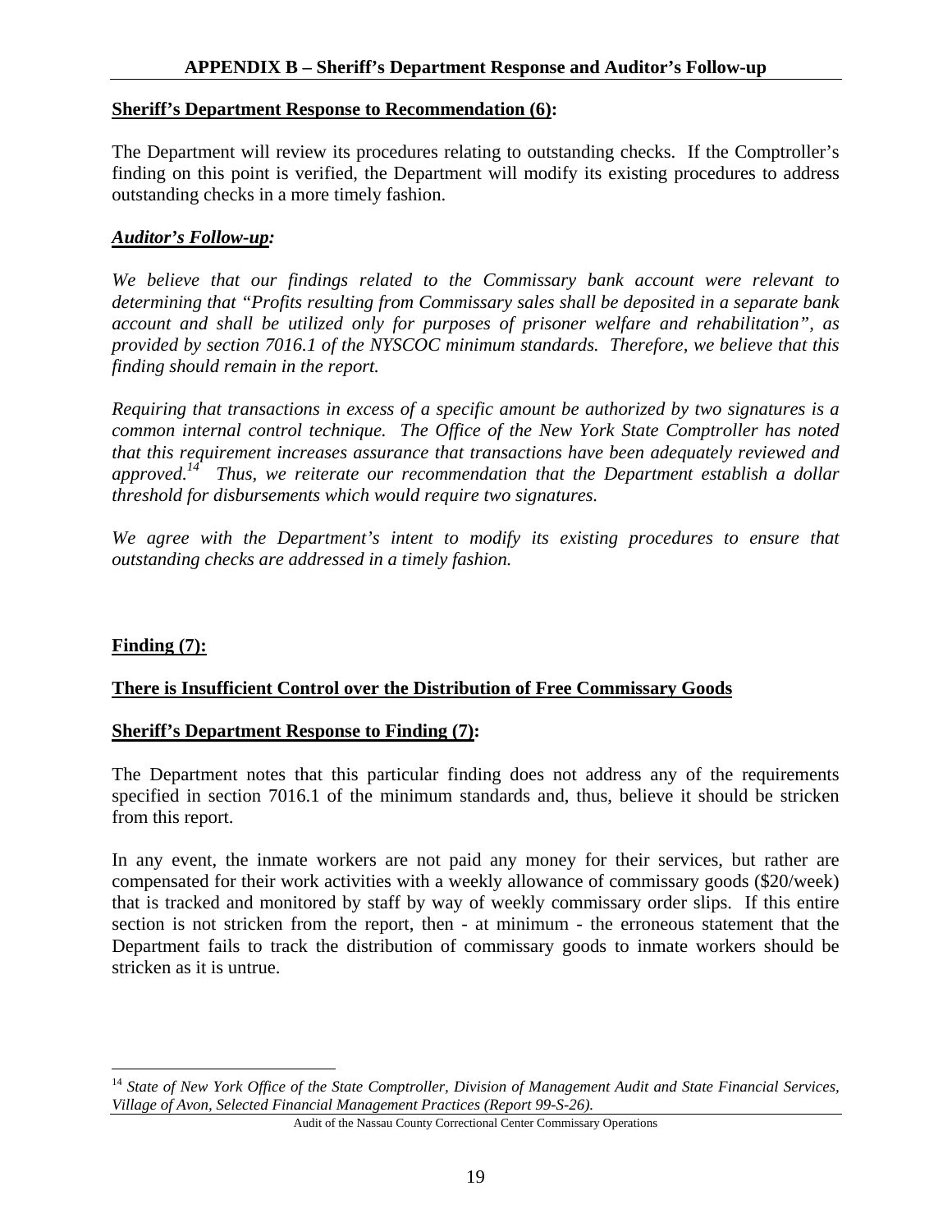## APPENDIX B – Sheriff's Department Response and Auditor's Follow-up

**Sheriff's Department Response to Recommendation (6):**

The Department will review its procedures relating to outstanding checks. If the Comptroller's finding on this point is verified, the Department will modify its existing procedures to address outstanding checks in a more timely fashion.

***Auditor's Follow-up:***

*We believe that our findings related to the Commissary bank account were relevant to determining that "Profits resulting from Commissary sales shall be deposited in a separate bank account and shall be utilized only for purposes of prisoner welfare and rehabilitation", as provided by section 7016.1 of the NYSCOC minimum standards. Therefore, we believe that this finding should remain in the report.*

*Requiring that transactions in excess of a specific amount be authorized by two signatures is a common internal control technique. The Office of the New York State Comptroller has noted that this requirement increases assurance that transactions have been adequately reviewed and approved.[14] Thus, we reiterate our recommendation that the Department establish a dollar threshold for disbursements which would require two signatures.*

*We agree with the Department's intent to modify its existing procedures to ensure that outstanding checks are addressed in a timely fashion.*

**Finding (7):**

**There is Insufficient Control over the Distribution of Free Commissary Goods**

**Sheriff's Department Response to Finding (7):**

The Department notes that this particular finding does not address any of the requirements specified in section 7016.1 of the minimum standards and, thus, believe it should be stricken from this report.

In any event, the inmate workers are not paid any money for their services, but rather are compensated for their work activities with a weekly allowance of commissary goods ($20/week) that is tracked and monitored by staff by way of weekly commissary order slips. If this entire section is not stricken from the report, then - at minimum - the erroneous statement that the Department fails to track the distribution of commissary goods to inmate workers should be stricken as it is untrue.

---

[14] *State of New York Office of the State Comptroller, Division of Management Audit and State Financial Services, Village of Avon, Selected Financial Management Practices (Report 99-S-26).*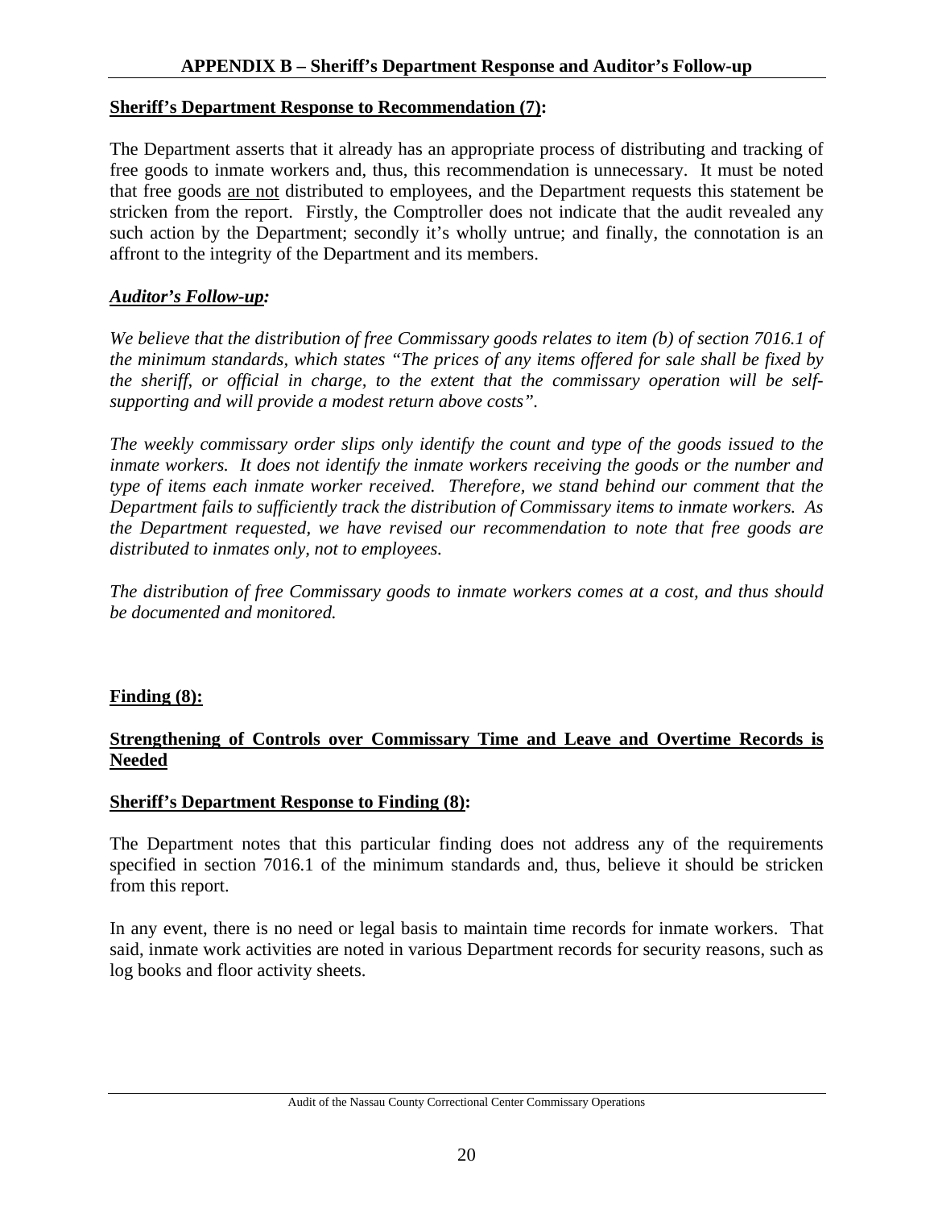## APPENDIX B – Sheriff's Department Response and Auditor's Follow-up

**Sheriff's Department Response to Recommendation (7):**

The Department asserts that it already has an appropriate process of distributing and tracking of free goods to inmate workers and, thus, this recommendation is unnecessary. It must be noted that free goods are not distributed to employees, and the Department requests this statement be stricken from the report. Firstly, the Comptroller does not indicate that the audit revealed any such action by the Department; secondly it's wholly untrue; and finally, the connotation is an affront to the integrity of the Department and its members.

***Auditor's Follow-up:***

*We believe that the distribution of free Commissary goods relates to item (b) of section 7016.1 of the minimum standards, which states "The prices of any items offered for sale shall be fixed by the sheriff, or official in charge, to the extent that the commissary operation will be self-supporting and will provide a modest return above costs".*

*The weekly commissary order slips only identify the count and type of the goods issued to the inmate workers. It does not identify the inmate workers receiving the goods or the number and type of items each inmate worker received. Therefore, we stand behind our comment that the Department fails to sufficiently track the distribution of Commissary items to inmate workers. As the Department requested, we have revised our recommendation to note that free goods are distributed to inmates only, not to employees.*

*The distribution of free Commissary goods to inmate workers comes at a cost, and thus should be documented and monitored.*

**Finding (8):**

**Strengthening of Controls over Commissary Time and Leave and Overtime Records is Needed**

**Sheriff's Department Response to Finding (8):**

The Department notes that this particular finding does not address any of the requirements specified in section 7016.1 of the minimum standards and, thus, believe it should be stricken from this report.

In any event, there is no need or legal basis to maintain time records for inmate workers. That said, inmate work activities are noted in various Department records for security reasons, such as log books and floor activity sheets.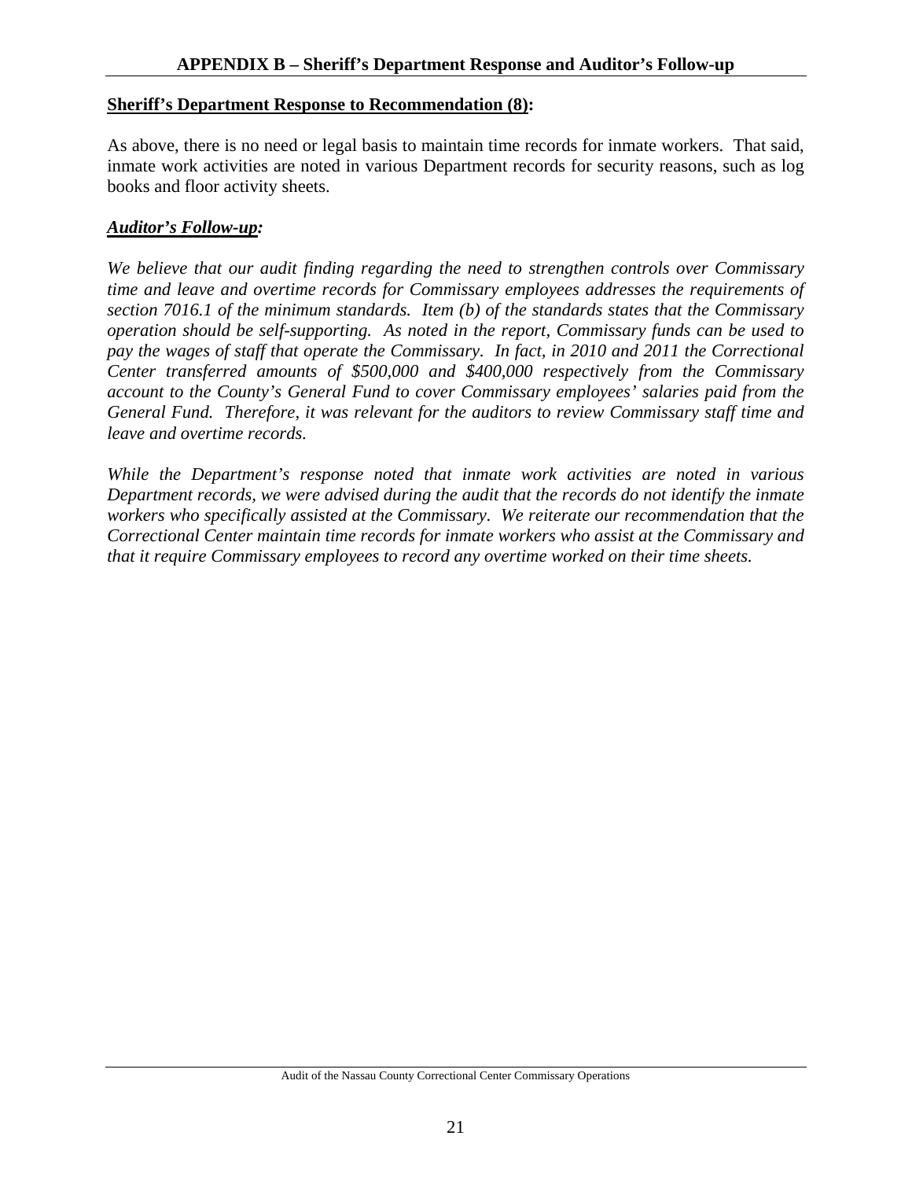## APPENDIX B – Sheriff's Department Response and Auditor's Follow-up

**Sheriff's Department Response to Recommendation (8):**

As above, there is no need or legal basis to maintain time records for inmate workers. That said, inmate work activities are noted in various Department records for security reasons, such as log books and floor activity sheets.

***Auditor's Follow-up:***

*We believe that our audit finding regarding the need to strengthen controls over Commissary time and leave and overtime records for Commissary employees addresses the requirements of section 7016.1 of the minimum standards. Item (b) of the standards states that the Commissary operation should be self-supporting. As noted in the report, Commissary funds can be used to pay the wages of staff that operate the Commissary. In fact, in 2010 and 2011 the Correctional Center transferred amounts of $500,000 and $400,000 respectively from the Commissary account to the County's General Fund to cover Commissary employees' salaries paid from the General Fund. Therefore, it was relevant for the auditors to review Commissary staff time and leave and overtime records.*

*While the Department's response noted that inmate work activities are noted in various Department records, we were advised during the audit that the records do not identify the inmate workers who specifically assisted at the Commissary. We reiterate our recommendation that the Correctional Center maintain time records for inmate workers who assist at the Commissary and that it require Commissary employees to record any overtime worked on their time sheets.*